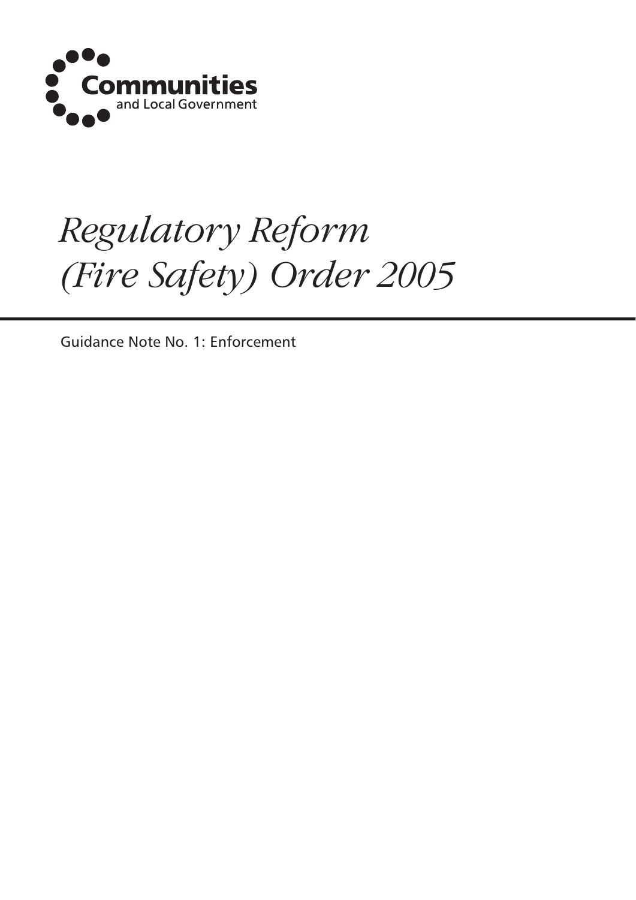Communities and Local Government

# *Regulatory Reform (Fire Safety) Order 2005*

Guidance Note No. 1: Enforcement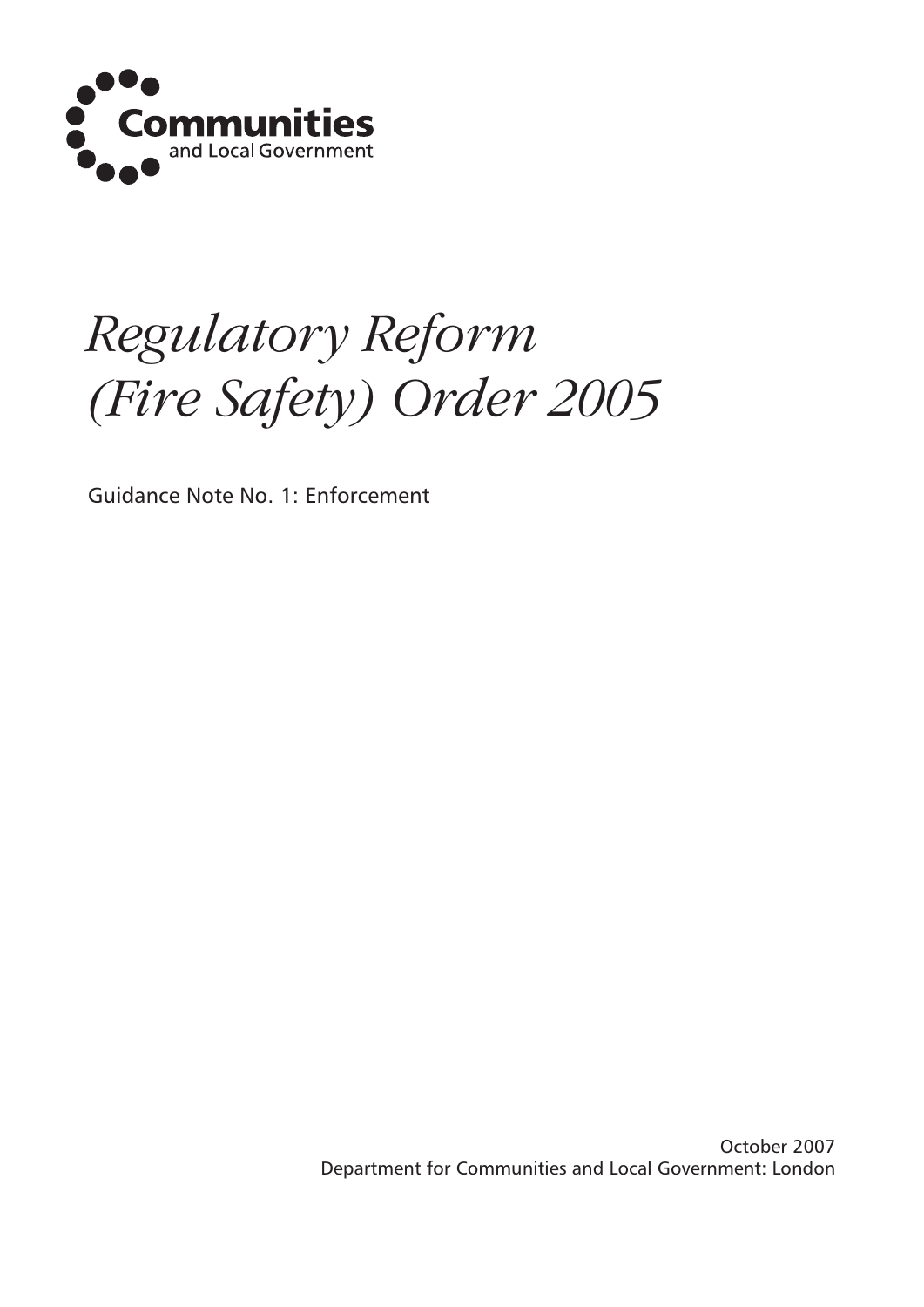Communities and Local Government

# *Regulatory Reform (Fire Safety) Order 2005*

Guidance Note No. 1: Enforcement

October 2007
Department for Communities and Local Government: London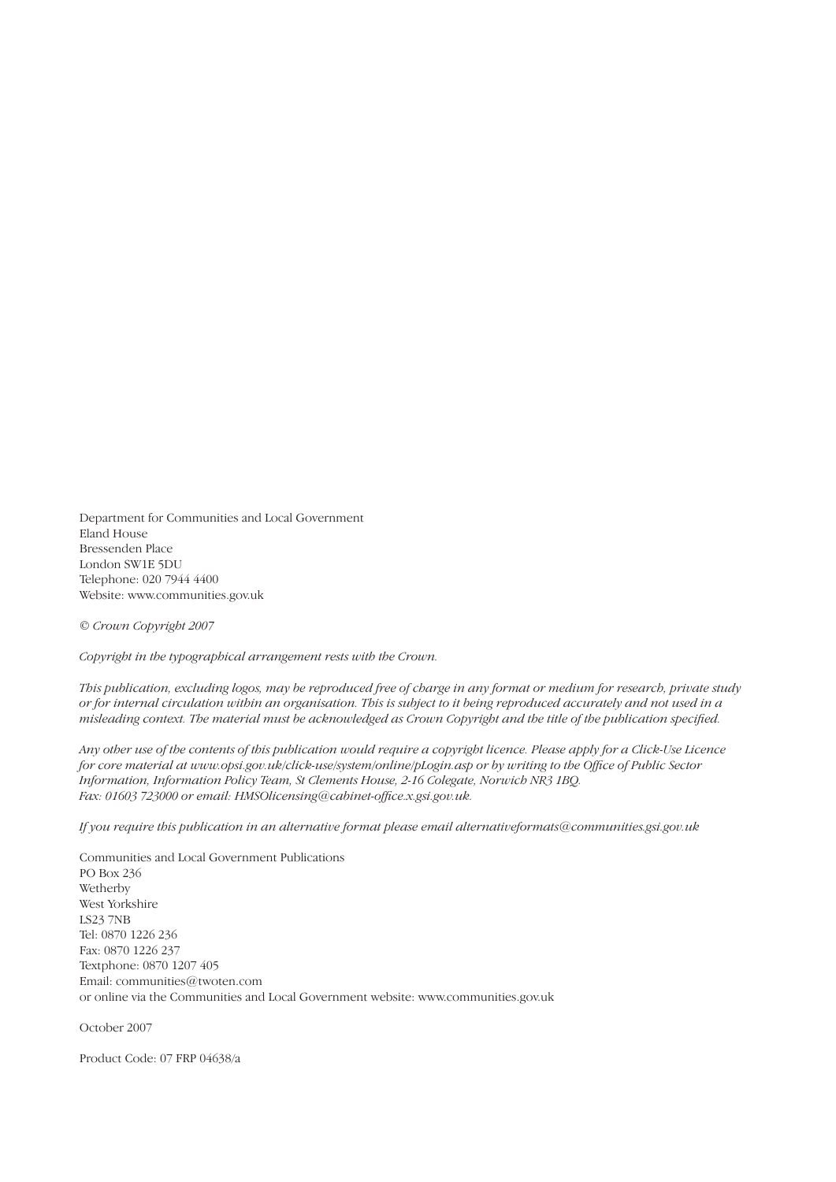Department for Communities and Local Government
Eland House
Bressenden Place
London SW1E 5DU
Telephone: 020 7944 4400
Website: www.communities.gov.uk

*© Crown Copyright 2007*

*Copyright in the typographical arrangement rests with the Crown.*

*This publication, excluding logos, may be reproduced free of charge in any format or medium for research, private study or for internal circulation within an organisation. This is subject to it being reproduced accurately and not used in a misleading context. The material must be acknowledged as Crown Copyright and the title of the publication specified.*

*Any other use of the contents of this publication would require a copyright licence. Please apply for a Click-Use Licence for core material at www.opsi.gov.uk/click-use/system/online/pLogin.asp or by writing to the Office of Public Sector Information, Information Policy Team, St Clements House, 2-16 Colegate, Norwich NR3 1BQ. Fax: 01603 723000 or email: HMSOlicensing@cabinet-office.x.gsi.gov.uk.*

*If you require this publication in an alternative format please email alternativeformats@communities.gsi.gov.uk*

Communities and Local Government Publications
PO Box 236
Wetherby
West Yorkshire
LS23 7NB
Tel: 0870 1226 236
Fax: 0870 1226 237
Textphone: 0870 1207 405
Email: communities@twoten.com
or online via the Communities and Local Government website: www.communities.gov.uk

October 2007

Product Code: 07 FRP 04638/a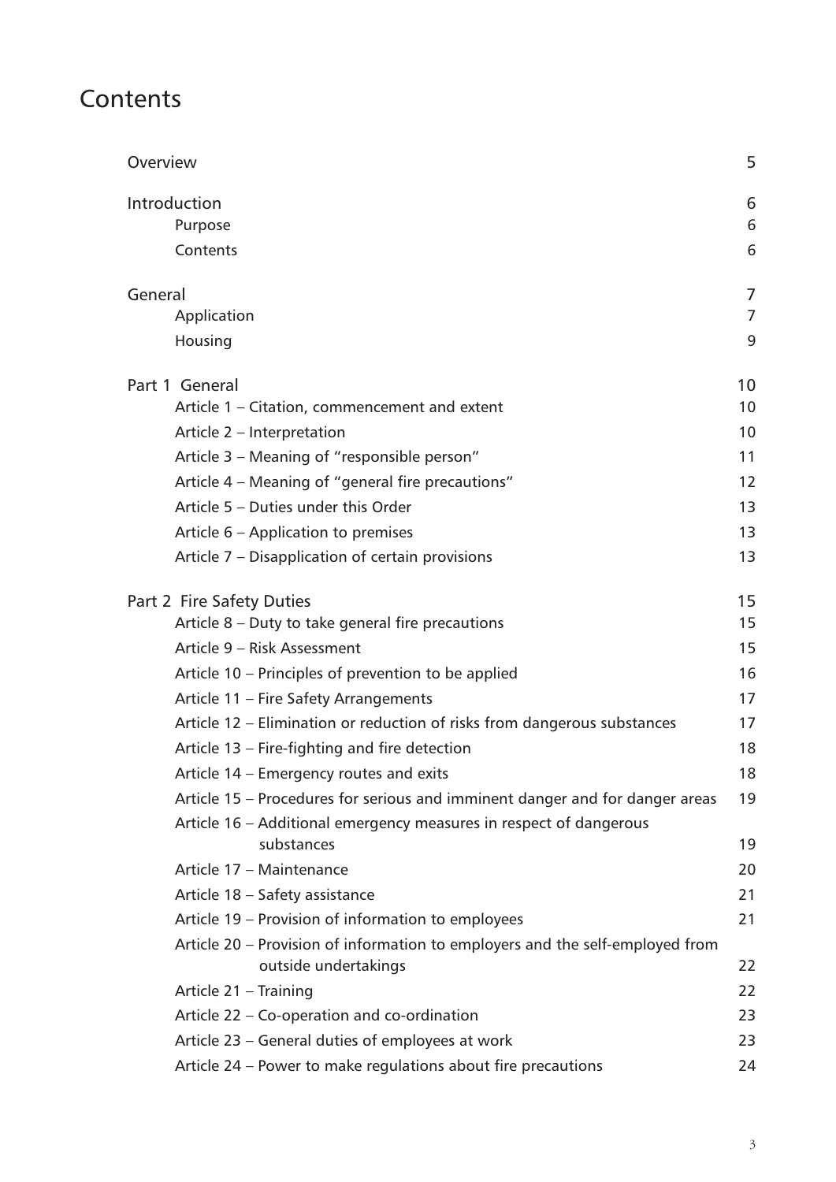# Contents

| | |
|---|---|
| Overview | 5 |
| Introduction | 6 |
| Purpose | 6 |
| Contents | 6 |
| General | 7 |
| Application | 7 |
| Housing | 9 |
| Part 1 General | 10 |
| Article 1 – Citation, commencement and extent | 10 |
| Article 2 – Interpretation | 10 |
| Article 3 – Meaning of "responsible person" | 11 |
| Article 4 – Meaning of "general fire precautions" | 12 |
| Article 5 – Duties under this Order | 13 |
| Article 6 – Application to premises | 13 |
| Article 7 – Disapplication of certain provisions | 13 |
| Part 2 Fire Safety Duties | 15 |
| Article 8 – Duty to take general fire precautions | 15 |
| Article 9 – Risk Assessment | 15 |
| Article 10 – Principles of prevention to be applied | 16 |
| Article 11 – Fire Safety Arrangements | 17 |
| Article 12 – Elimination or reduction of risks from dangerous substances | 17 |
| Article 13 – Fire-fighting and fire detection | 18 |
| Article 14 – Emergency routes and exits | 18 |
| Article 15 – Procedures for serious and imminent danger and for danger areas | 19 |
| Article 16 – Additional emergency measures in respect of dangerous substances | 19 |
| Article 17 – Maintenance | 20 |
| Article 18 – Safety assistance | 21 |
| Article 19 – Provision of information to employees | 21 |
| Article 20 – Provision of information to employers and the self-employed from outside undertakings | 22 |
| Article 21 – Training | 22 |
| Article 22 – Co-operation and co-ordination | 23 |
| Article 23 – General duties of employees at work | 23 |
| Article 24 – Power to make regulations about fire precautions | 24 |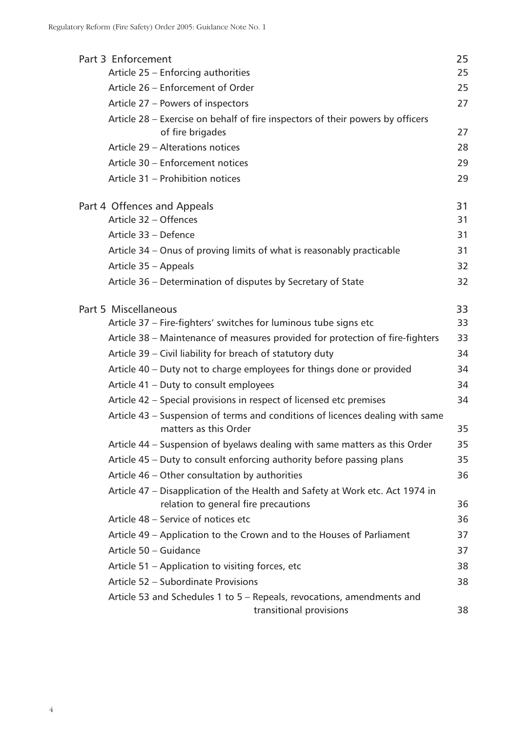| | |
|---|---|
| Part 3 Enforcement | 25 |
| Article 25 – Enforcing authorities | 25 |
| Article 26 – Enforcement of Order | 25 |
| Article 27 – Powers of inspectors | 27 |
| Article 28 – Exercise on behalf of fire inspectors of their powers by officers of fire brigades | 27 |
| Article 29 – Alterations notices | 28 |
| Article 30 – Enforcement notices | 29 |
| Article 31 – Prohibition notices | 29 |
| Part 4 Offences and Appeals | 31 |
| Article 32 – Offences | 31 |
| Article 33 – Defence | 31 |
| Article 34 – Onus of proving limits of what is reasonably practicable | 31 |
| Article 35 – Appeals | 32 |
| Article 36 – Determination of disputes by Secretary of State | 32 |
| Part 5 Miscellaneous | 33 |
| Article 37 – Fire-fighters' switches for luminous tube signs etc | 33 |
| Article 38 – Maintenance of measures provided for protection of fire-fighters | 33 |
| Article 39 – Civil liability for breach of statutory duty | 34 |
| Article 40 – Duty not to charge employees for things done or provided | 34 |
| Article 41 – Duty to consult employees | 34 |
| Article 42 – Special provisions in respect of licensed etc premises | 34 |
| Article 43 – Suspension of terms and conditions of licences dealing with same matters as this Order | 35 |
| Article 44 – Suspension of byelaws dealing with same matters as this Order | 35 |
| Article 45 – Duty to consult enforcing authority before passing plans | 35 |
| Article 46 – Other consultation by authorities | 36 |
| Article 47 – Disapplication of the Health and Safety at Work etc. Act 1974 in relation to general fire precautions | 36 |
| Article 48 – Service of notices etc | 36 |
| Article 49 – Application to the Crown and to the Houses of Parliament | 37 |
| Article 50 – Guidance | 37 |
| Article 51 – Application to visiting forces, etc | 38 |
| Article 52 – Subordinate Provisions | 38 |
| Article 53 and Schedules 1 to 5 – Repeals, revocations, amendments and transitional provisions | 38 |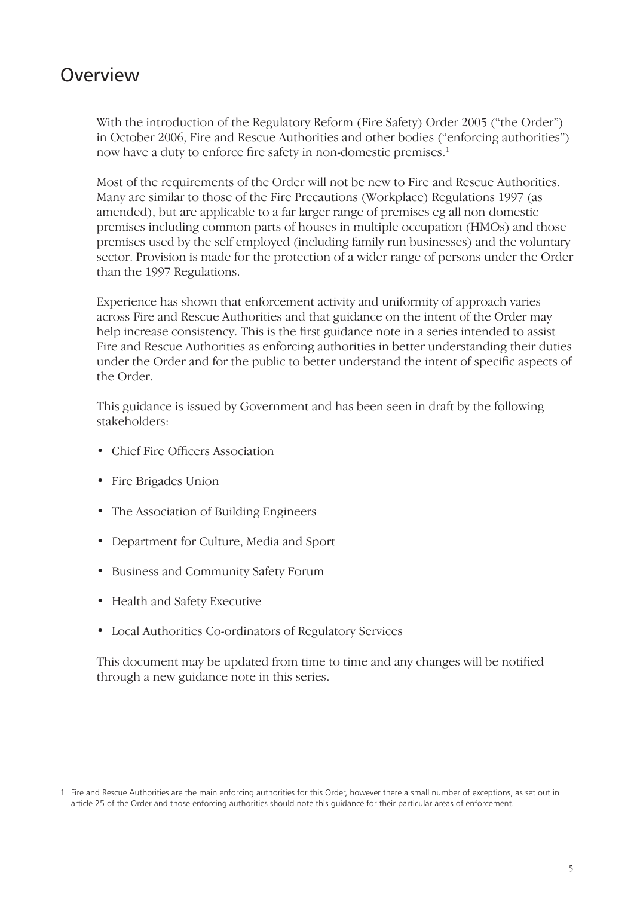# Overview

With the introduction of the Regulatory Reform (Fire Safety) Order 2005 ("the Order") in October 2006, Fire and Rescue Authorities and other bodies ("enforcing authorities") now have a duty to enforce fire safety in non-domestic premises.[1]

Most of the requirements of the Order will not be new to Fire and Rescue Authorities. Many are similar to those of the Fire Precautions (Workplace) Regulations 1997 (as amended), but are applicable to a far larger range of premises eg all non domestic premises including common parts of houses in multiple occupation (HMOs) and those premises used by the self employed (including family run businesses) and the voluntary sector. Provision is made for the protection of a wider range of persons under the Order than the 1997 Regulations.

Experience has shown that enforcement activity and uniformity of approach varies across Fire and Rescue Authorities and that guidance on the intent of the Order may help increase consistency. This is the first guidance note in a series intended to assist Fire and Rescue Authorities as enforcing authorities in better understanding their duties under the Order and for the public to better understand the intent of specific aspects of the Order.

This guidance is issued by Government and has been seen in draft by the following stakeholders:

- Chief Fire Officers Association
- Fire Brigades Union
- The Association of Building Engineers
- Department for Culture, Media and Sport
- Business and Community Safety Forum
- Health and Safety Executive
- Local Authorities Co-ordinators of Regulatory Services

This document may be updated from time to time and any changes will be notified through a new guidance note in this series.

1 Fire and Rescue Authorities are the main enforcing authorities for this Order, however there a small number of exceptions, as set out in article 25 of the Order and those enforcing authorities should note this guidance for their particular areas of enforcement.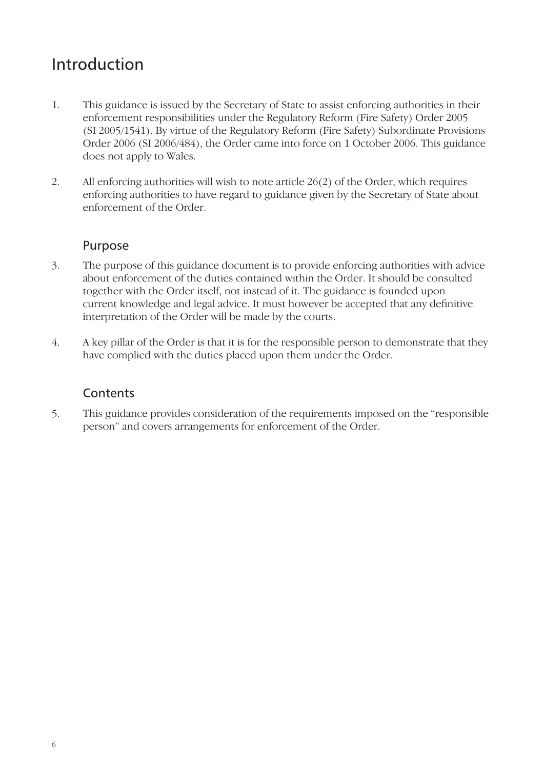# Introduction

1. This guidance is issued by the Secretary of State to assist enforcing authorities in their enforcement responsibilities under the Regulatory Reform (Fire Safety) Order 2005 (SI 2005/1541). By virtue of the Regulatory Reform (Fire Safety) Subordinate Provisions Order 2006 (SI 2006/484), the Order came into force on 1 October 2006. This guidance does not apply to Wales.

2. All enforcing authorities will wish to note article 26(2) of the Order, which requires enforcing authorities to have regard to guidance given by the Secretary of State about enforcement of the Order.

## Purpose

3. The purpose of this guidance document is to provide enforcing authorities with advice about enforcement of the duties contained within the Order. It should be consulted together with the Order itself, not instead of it. The guidance is founded upon current knowledge and legal advice. It must however be accepted that any definitive interpretation of the Order will be made by the courts.

4. A key pillar of the Order is that it is for the responsible person to demonstrate that they have complied with the duties placed upon them under the Order.

## Contents

5. This guidance provides consideration of the requirements imposed on the "responsible person" and covers arrangements for enforcement of the Order.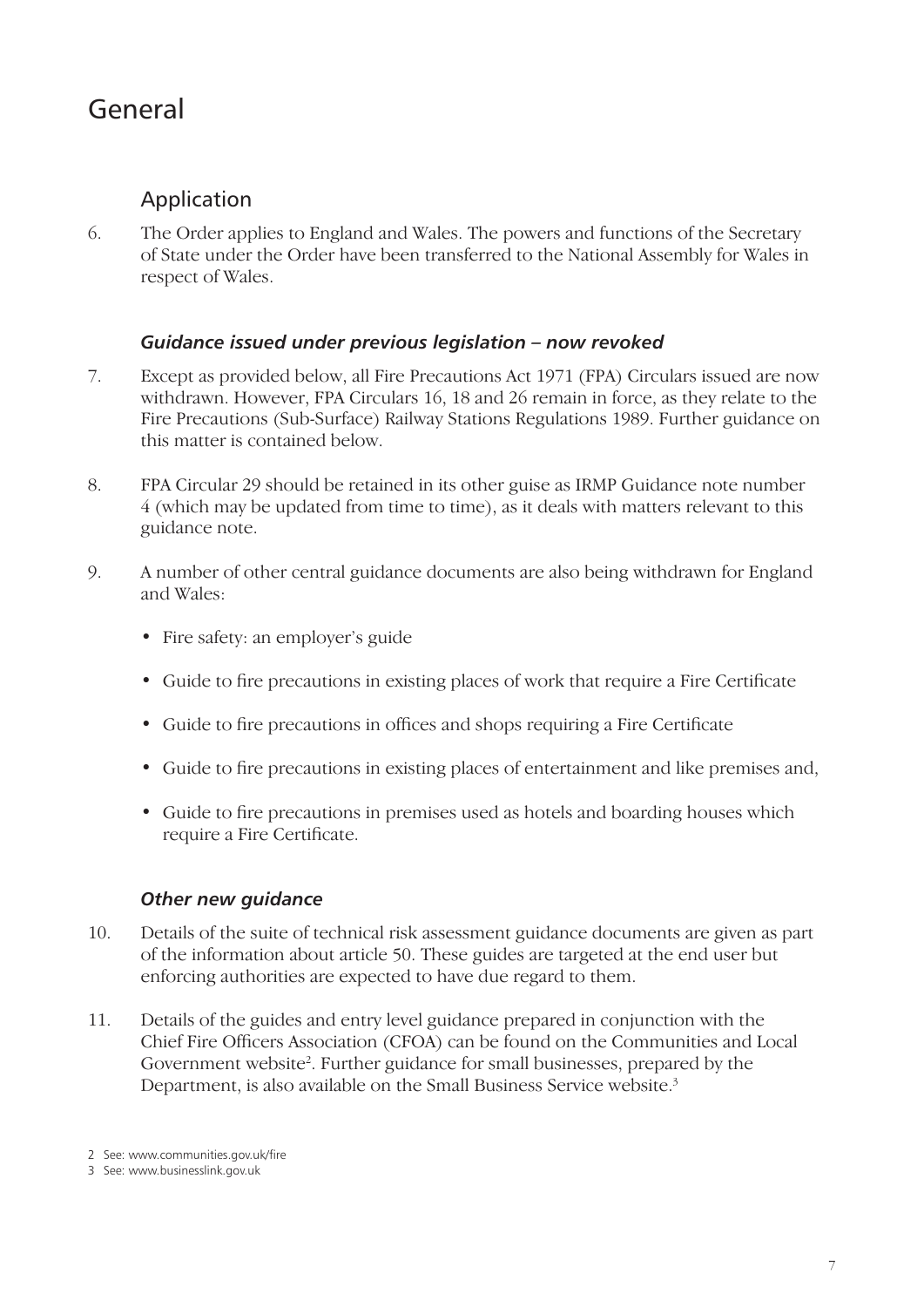# General

## Application

6. The Order applies to England and Wales. The powers and functions of the Secretary of State under the Order have been transferred to the National Assembly for Wales in respect of Wales.

### *Guidance issued under previous legislation – now revoked*

7. Except as provided below, all Fire Precautions Act 1971 (FPA) Circulars issued are now withdrawn. However, FPA Circulars 16, 18 and 26 remain in force, as they relate to the Fire Precautions (Sub-Surface) Railway Stations Regulations 1989. Further guidance on this matter is contained below.

8. FPA Circular 29 should be retained in its other guise as IRMP Guidance note number 4 (which may be updated from time to time), as it deals with matters relevant to this guidance note.

9. A number of other central guidance documents are also being withdrawn for England and Wales:

   - Fire safety: an employer's guide
   - Guide to fire precautions in existing places of work that require a Fire Certificate
   - Guide to fire precautions in offices and shops requiring a Fire Certificate
   - Guide to fire precautions in existing places of entertainment and like premises and,
   - Guide to fire precautions in premises used as hotels and boarding houses which require a Fire Certificate.

### *Other new guidance*

10. Details of the suite of technical risk assessment guidance documents are given as part of the information about article 50. These guides are targeted at the end user but enforcing authorities are expected to have due regard to them.

11. Details of the guides and entry level guidance prepared in conjunction with the Chief Fire Officers Association (CFOA) can be found on the Communities and Local Government website[2]. Further guidance for small businesses, prepared by the Department, is also available on the Small Business Service website.[3]

2 See: www.communities.gov.uk/fire

3 See: www.businesslink.gov.uk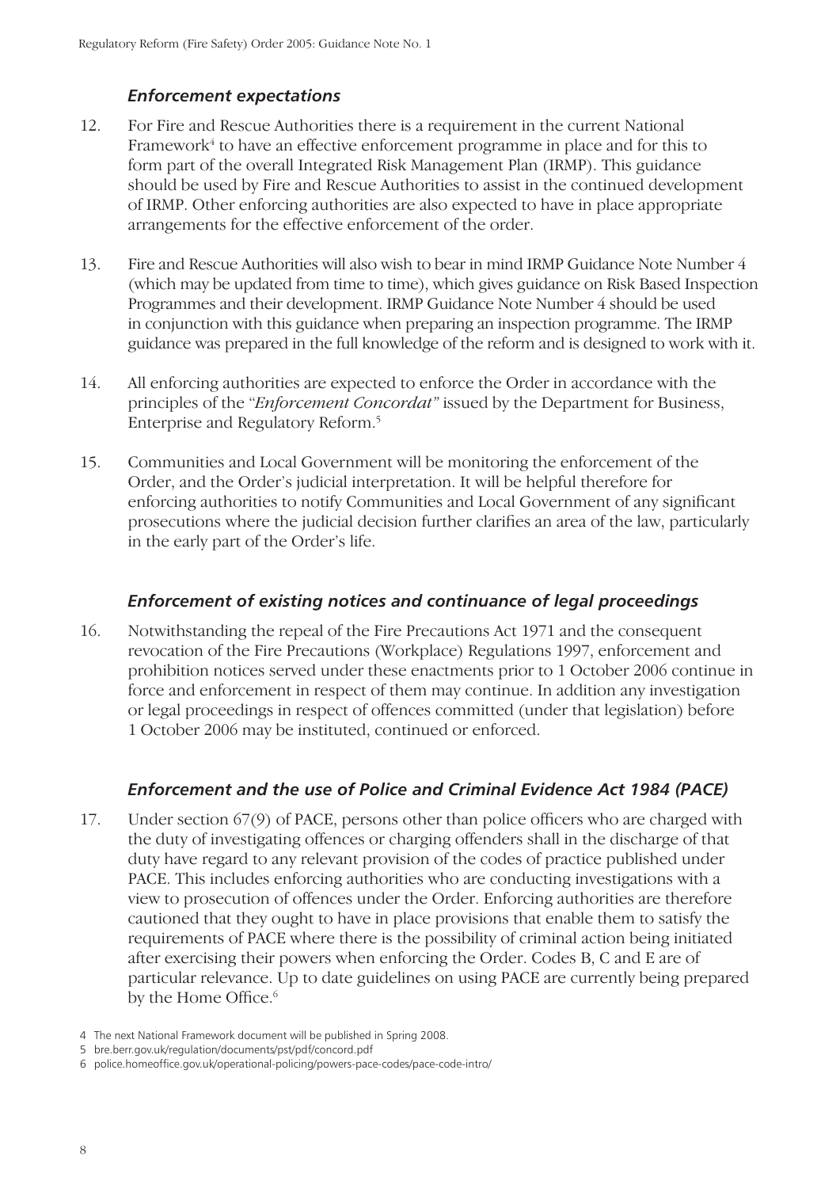### *Enforcement expectations*

12. For Fire and Rescue Authorities there is a requirement in the current National Framework[4] to have an effective enforcement programme in place and for this to form part of the overall Integrated Risk Management Plan (IRMP). This guidance should be used by Fire and Rescue Authorities to assist in the continued development of IRMP. Other enforcing authorities are also expected to have in place appropriate arrangements for the effective enforcement of the order.

13. Fire and Rescue Authorities will also wish to bear in mind IRMP Guidance Note Number 4 (which may be updated from time to time), which gives guidance on Risk Based Inspection Programmes and their development. IRMP Guidance Note Number 4 should be used in conjunction with this guidance when preparing an inspection programme. The IRMP guidance was prepared in the full knowledge of the reform and is designed to work with it.

14. All enforcing authorities are expected to enforce the Order in accordance with the principles of the "*Enforcement Concordat*" issued by the Department for Business, Enterprise and Regulatory Reform.[5]

15. Communities and Local Government will be monitoring the enforcement of the Order, and the Order's judicial interpretation. It will be helpful therefore for enforcing authorities to notify Communities and Local Government of any significant prosecutions where the judicial decision further clarifies an area of the law, particularly in the early part of the Order's life.

### *Enforcement of existing notices and continuance of legal proceedings*

16. Notwithstanding the repeal of the Fire Precautions Act 1971 and the consequent revocation of the Fire Precautions (Workplace) Regulations 1997, enforcement and prohibition notices served under these enactments prior to 1 October 2006 continue in force and enforcement in respect of them may continue. In addition any investigation or legal proceedings in respect of offences committed (under that legislation) before 1 October 2006 may be instituted, continued or enforced.

### *Enforcement and the use of Police and Criminal Evidence Act 1984 (PACE)*

17. Under section 67(9) of PACE, persons other than police officers who are charged with the duty of investigating offences or charging offenders shall in the discharge of that duty have regard to any relevant provision of the codes of practice published under PACE. This includes enforcing authorities who are conducting investigations with a view to prosecution of offences under the Order. Enforcing authorities are therefore cautioned that they ought to have in place provisions that enable them to satisfy the requirements of PACE where there is the possibility of criminal action being initiated after exercising their powers when enforcing the Order. Codes B, C and E are of particular relevance. Up to date guidelines on using PACE are currently being prepared by the Home Office.[6]

---

4 The next National Framework document will be published in Spring 2008.

5 bre.berr.gov.uk/regulation/documents/pst/pdf/concord.pdf

6 police.homeoffice.gov.uk/operational-policing/powers-pace-codes/pace-code-intro/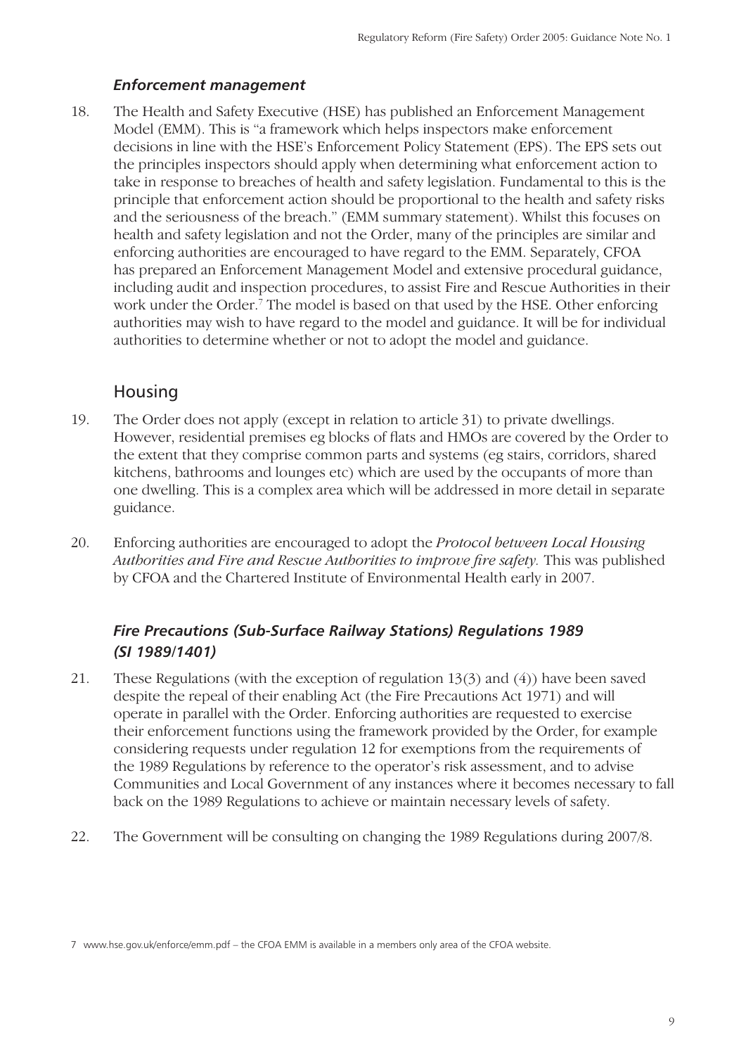### *Enforcement management*

18. The Health and Safety Executive (HSE) has published an Enforcement Management Model (EMM). This is "a framework which helps inspectors make enforcement decisions in line with the HSE's Enforcement Policy Statement (EPS). The EPS sets out the principles inspectors should apply when determining what enforcement action to take in response to breaches of health and safety legislation. Fundamental to this is the principle that enforcement action should be proportional to the health and safety risks and the seriousness of the breach." (EMM summary statement). Whilst this focuses on health and safety legislation and not the Order, many of the principles are similar and enforcing authorities are encouraged to have regard to the EMM. Separately, CFOA has prepared an Enforcement Management Model and extensive procedural guidance, including audit and inspection procedures, to assist Fire and Rescue Authorities in their work under the Order.[7] The model is based on that used by the HSE. Other enforcing authorities may wish to have regard to the model and guidance. It will be for individual authorities to determine whether or not to adopt the model and guidance.

## Housing

19. The Order does not apply (except in relation to article 31) to private dwellings. However, residential premises eg blocks of flats and HMOs are covered by the Order to the extent that they comprise common parts and systems (eg stairs, corridors, shared kitchens, bathrooms and lounges etc) which are used by the occupants of more than one dwelling. This is a complex area which will be addressed in more detail in separate guidance.

20. Enforcing authorities are encouraged to adopt the *Protocol between Local Housing Authorities and Fire and Rescue Authorities to improve fire safety.* This was published by CFOA and the Chartered Institute of Environmental Health early in 2007.

### *Fire Precautions (Sub-Surface Railway Stations) Regulations 1989 (SI 1989/1401)*

21. These Regulations (with the exception of regulation 13(3) and (4)) have been saved despite the repeal of their enabling Act (the Fire Precautions Act 1971) and will operate in parallel with the Order. Enforcing authorities are requested to exercise their enforcement functions using the framework provided by the Order, for example considering requests under regulation 12 for exemptions from the requirements of the 1989 Regulations by reference to the operator's risk assessment, and to advise Communities and Local Government of any instances where it becomes necessary to fall back on the 1989 Regulations to achieve or maintain necessary levels of safety.

22. The Government will be consulting on changing the 1989 Regulations during 2007/8.

---

7 www.hse.gov.uk/enforce/emm.pdf – the CFOA EMM is available in a members only area of the CFOA website.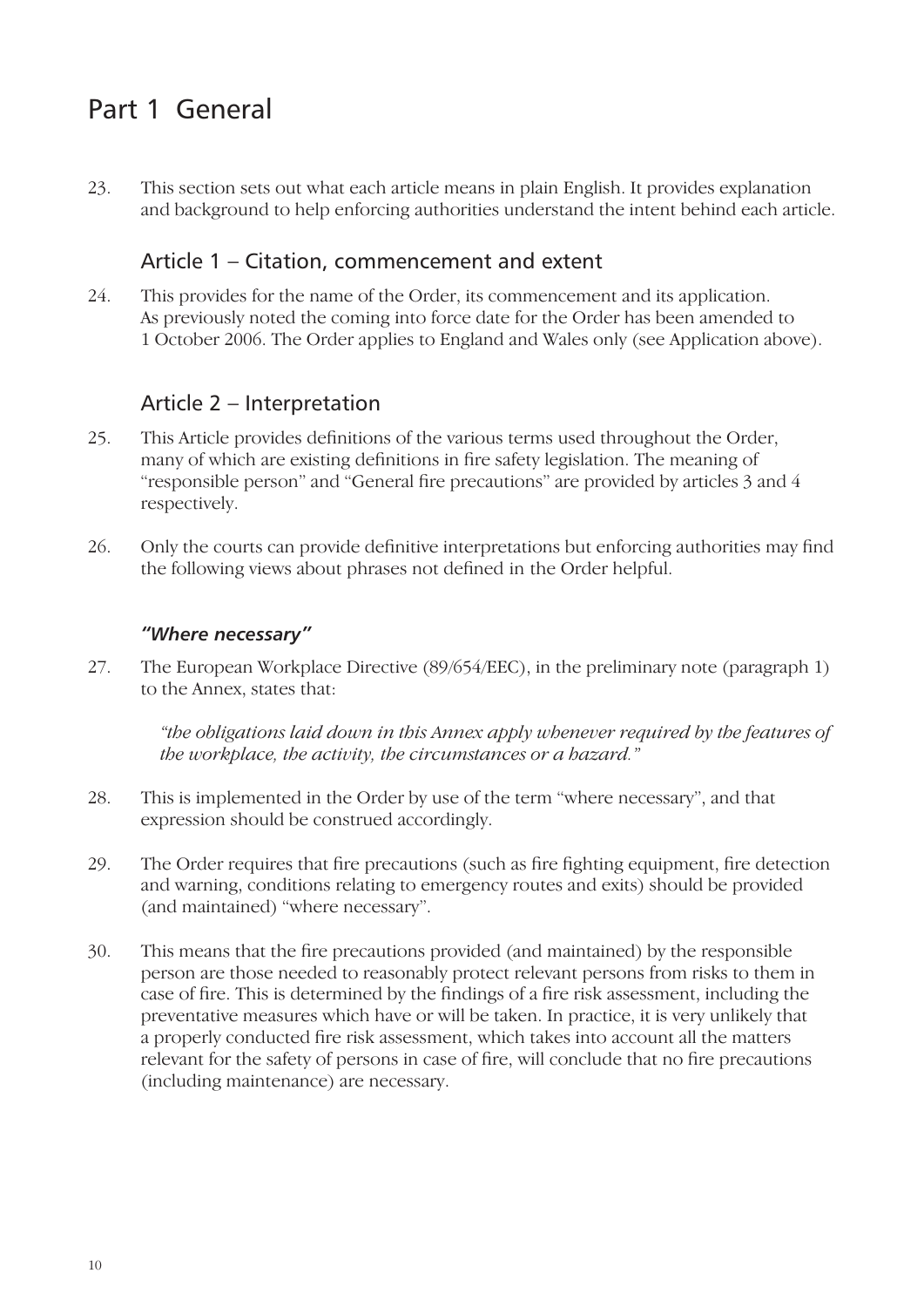# Part 1 General

23. This section sets out what each article means in plain English. It provides explanation and background to help enforcing authorities understand the intent behind each article.

## Article 1 – Citation, commencement and extent

24. This provides for the name of the Order, its commencement and its application. As previously noted the coming into force date for the Order has been amended to 1 October 2006. The Order applies to England and Wales only (see Application above).

## Article 2 – Interpretation

25. This Article provides definitions of the various terms used throughout the Order, many of which are existing definitions in fire safety legislation. The meaning of "responsible person" and "General fire precautions" are provided by articles 3 and 4 respectively.

26. Only the courts can provide definitive interpretations but enforcing authorities may find the following views about phrases not defined in the Order helpful.

### *"Where necessary"*

27. The European Workplace Directive (89/654/EEC), in the preliminary note (paragraph 1) to the Annex, states that:

> *"the obligations laid down in this Annex apply whenever required by the features of the workplace, the activity, the circumstances or a hazard."*

28. This is implemented in the Order by use of the term "where necessary", and that expression should be construed accordingly.

29. The Order requires that fire precautions (such as fire fighting equipment, fire detection and warning, conditions relating to emergency routes and exits) should be provided (and maintained) "where necessary".

30. This means that the fire precautions provided (and maintained) by the responsible person are those needed to reasonably protect relevant persons from risks to them in case of fire. This is determined by the findings of a fire risk assessment, including the preventative measures which have or will be taken. In practice, it is very unlikely that a properly conducted fire risk assessment, which takes into account all the matters relevant for the safety of persons in case of fire, will conclude that no fire precautions (including maintenance) are necessary.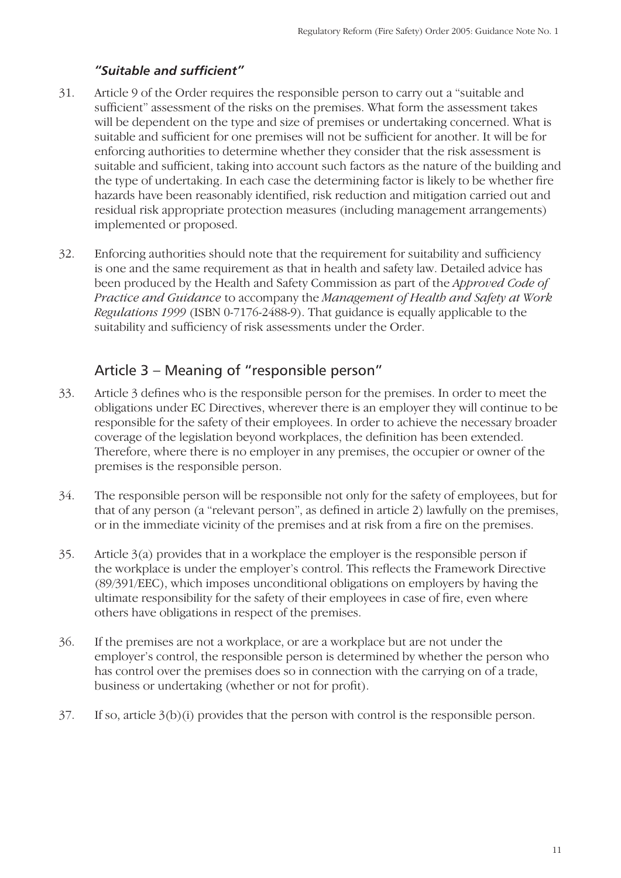### *"Suitable and sufficient"*

31. Article 9 of the Order requires the responsible person to carry out a "suitable and sufficient" assessment of the risks on the premises. What form the assessment takes will be dependent on the type and size of premises or undertaking concerned. What is suitable and sufficient for one premises will not be sufficient for another. It will be for enforcing authorities to determine whether they consider that the risk assessment is suitable and sufficient, taking into account such factors as the nature of the building and the type of undertaking. In each case the determining factor is likely to be whether fire hazards have been reasonably identified, risk reduction and mitigation carried out and residual risk appropriate protection measures (including management arrangements) implemented or proposed.

32. Enforcing authorities should note that the requirement for suitability and sufficiency is one and the same requirement as that in health and safety law. Detailed advice has been produced by the Health and Safety Commission as part of the *Approved Code of Practice and Guidance* to accompany the *Management of Health and Safety at Work Regulations 1999* (ISBN 0-7176-2488-9). That guidance is equally applicable to the suitability and sufficiency of risk assessments under the Order.

## Article 3 – Meaning of "responsible person"

33. Article 3 defines who is the responsible person for the premises. In order to meet the obligations under EC Directives, wherever there is an employer they will continue to be responsible for the safety of their employees. In order to achieve the necessary broader coverage of the legislation beyond workplaces, the definition has been extended. Therefore, where there is no employer in any premises, the occupier or owner of the premises is the responsible person.

34. The responsible person will be responsible not only for the safety of employees, but for that of any person (a "relevant person", as defined in article 2) lawfully on the premises, or in the immediate vicinity of the premises and at risk from a fire on the premises.

35. Article 3(a) provides that in a workplace the employer is the responsible person if the workplace is under the employer's control. This reflects the Framework Directive (89/391/EEC), which imposes unconditional obligations on employers by having the ultimate responsibility for the safety of their employees in case of fire, even where others have obligations in respect of the premises.

36. If the premises are not a workplace, or are a workplace but are not under the employer's control, the responsible person is determined by whether the person who has control over the premises does so in connection with the carrying on of a trade, business or undertaking (whether or not for profit).

37. If so, article 3(b)(i) provides that the person with control is the responsible person.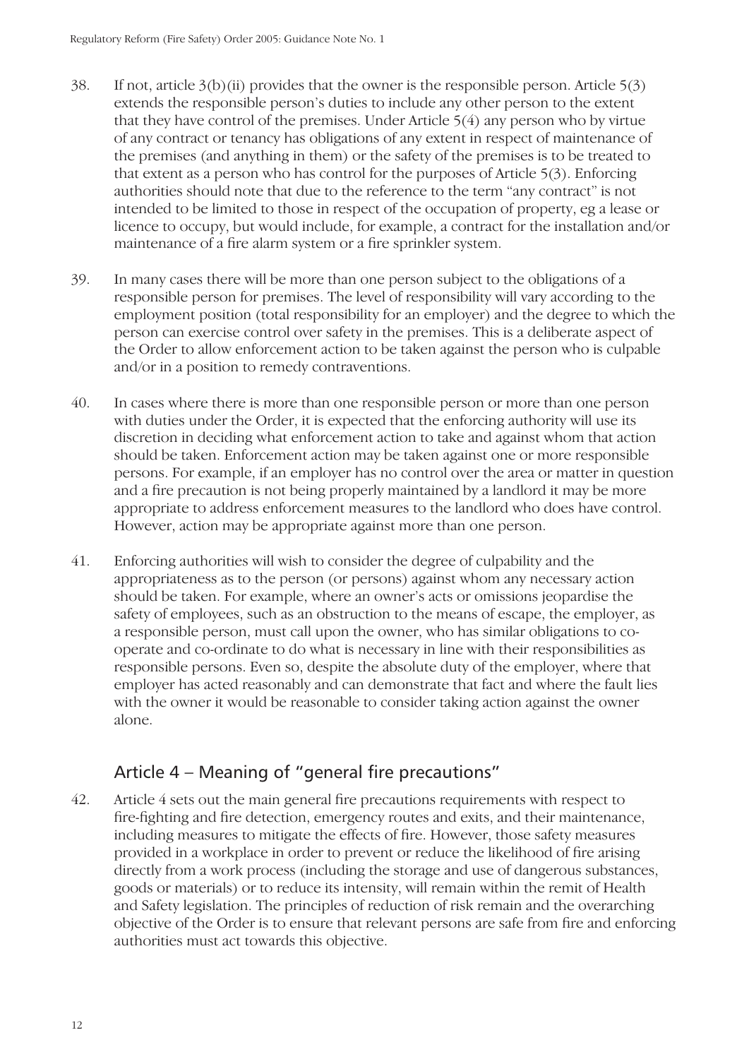38. If not, article 3(b)(ii) provides that the owner is the responsible person. Article 5(3) extends the responsible person's duties to include any other person to the extent that they have control of the premises. Under Article 5(4) any person who by virtue of any contract or tenancy has obligations of any extent in respect of maintenance of the premises (and anything in them) or the safety of the premises is to be treated to that extent as a person who has control for the purposes of Article 5(3). Enforcing authorities should note that due to the reference to the term "any contract" is not intended to be limited to those in respect of the occupation of property, eg a lease or licence to occupy, but would include, for example, a contract for the installation and/or maintenance of a fire alarm system or a fire sprinkler system.

39. In many cases there will be more than one person subject to the obligations of a responsible person for premises. The level of responsibility will vary according to the employment position (total responsibility for an employer) and the degree to which the person can exercise control over safety in the premises. This is a deliberate aspect of the Order to allow enforcement action to be taken against the person who is culpable and/or in a position to remedy contraventions.

40. In cases where there is more than one responsible person or more than one person with duties under the Order, it is expected that the enforcing authority will use its discretion in deciding what enforcement action to take and against whom that action should be taken. Enforcement action may be taken against one or more responsible persons. For example, if an employer has no control over the area or matter in question and a fire precaution is not being properly maintained by a landlord it may be more appropriate to address enforcement measures to the landlord who does have control. However, action may be appropriate against more than one person.

41. Enforcing authorities will wish to consider the degree of culpability and the appropriateness as to the person (or persons) against whom any necessary action should be taken. For example, where an owner's acts or omissions jeopardise the safety of employees, such as an obstruction to the means of escape, the employer, as a responsible person, must call upon the owner, who has similar obligations to co-operate and co-ordinate to do what is necessary in line with their responsibilities as responsible persons. Even so, despite the absolute duty of the employer, where that employer has acted reasonably and can demonstrate that fact and where the fault lies with the owner it would be reasonable to consider taking action against the owner alone.

## Article 4 – Meaning of "general fire precautions"

42. Article 4 sets out the main general fire precautions requirements with respect to fire-fighting and fire detection, emergency routes and exits, and their maintenance, including measures to mitigate the effects of fire. However, those safety measures provided in a workplace in order to prevent or reduce the likelihood of fire arising directly from a work process (including the storage and use of dangerous substances, goods or materials) or to reduce its intensity, will remain within the remit of Health and Safety legislation. The principles of reduction of risk remain and the overarching objective of the Order is to ensure that relevant persons are safe from fire and enforcing authorities must act towards this objective.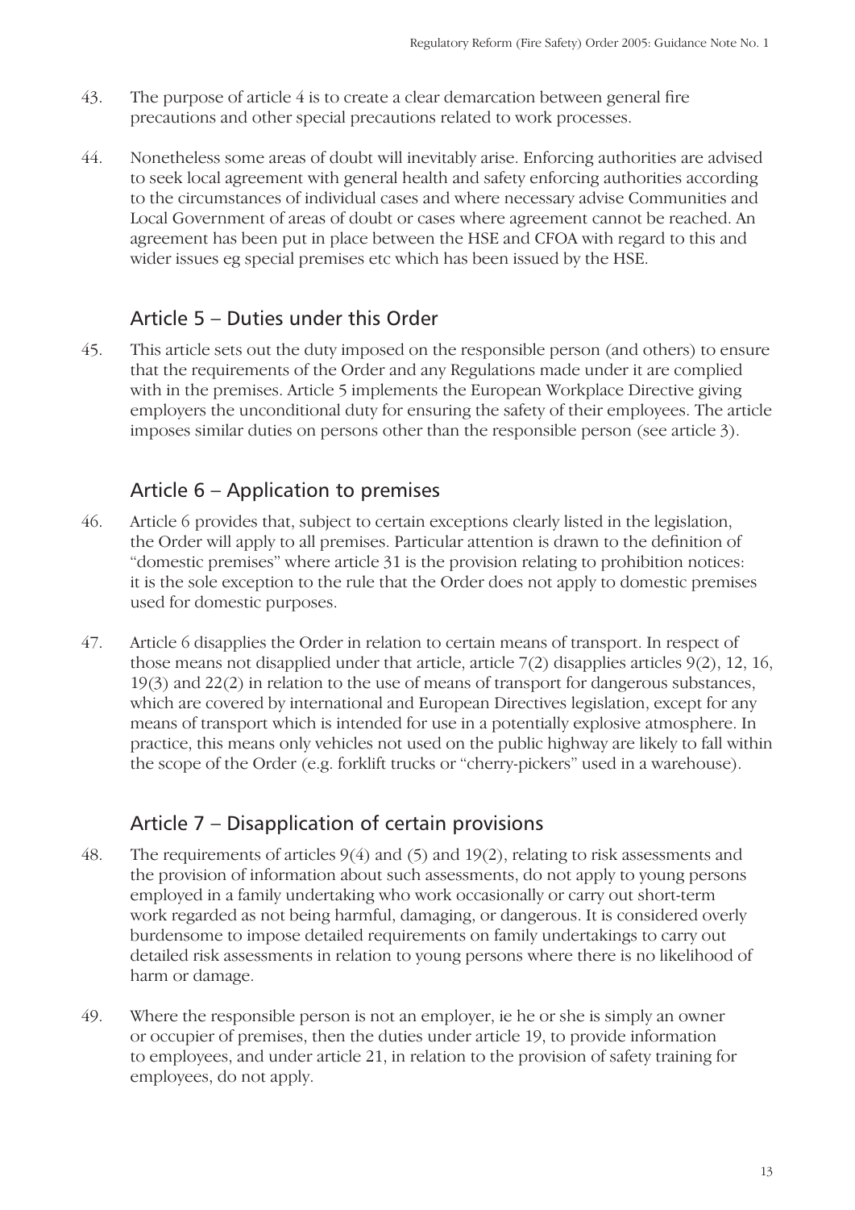43. The purpose of article 4 is to create a clear demarcation between general fire precautions and other special precautions related to work processes.

44. Nonetheless some areas of doubt will inevitably arise. Enforcing authorities are advised to seek local agreement with general health and safety enforcing authorities according to the circumstances of individual cases and where necessary advise Communities and Local Government of areas of doubt or cases where agreement cannot be reached. An agreement has been put in place between the HSE and CFOA with regard to this and wider issues eg special premises etc which has been issued by the HSE.

## Article 5 – Duties under this Order

45. This article sets out the duty imposed on the responsible person (and others) to ensure that the requirements of the Order and any Regulations made under it are complied with in the premises. Article 5 implements the European Workplace Directive giving employers the unconditional duty for ensuring the safety of their employees. The article imposes similar duties on persons other than the responsible person (see article 3).

## Article 6 – Application to premises

46. Article 6 provides that, subject to certain exceptions clearly listed in the legislation, the Order will apply to all premises. Particular attention is drawn to the definition of "domestic premises" where article 31 is the provision relating to prohibition notices: it is the sole exception to the rule that the Order does not apply to domestic premises used for domestic purposes.

47. Article 6 disapplies the Order in relation to certain means of transport. In respect of those means not disapplied under that article, article 7(2) disapplies articles 9(2), 12, 16, 19(3) and 22(2) in relation to the use of means of transport for dangerous substances, which are covered by international and European Directives legislation, except for any means of transport which is intended for use in a potentially explosive atmosphere. In practice, this means only vehicles not used on the public highway are likely to fall within the scope of the Order (e.g. forklift trucks or "cherry-pickers" used in a warehouse).

## Article 7 – Disapplication of certain provisions

48. The requirements of articles 9(4) and (5) and 19(2), relating to risk assessments and the provision of information about such assessments, do not apply to young persons employed in a family undertaking who work occasionally or carry out short-term work regarded as not being harmful, damaging, or dangerous. It is considered overly burdensome to impose detailed requirements on family undertakings to carry out detailed risk assessments in relation to young persons where there is no likelihood of harm or damage.

49. Where the responsible person is not an employer, ie he or she is simply an owner or occupier of premises, then the duties under article 19, to provide information to employees, and under article 21, in relation to the provision of safety training for employees, do not apply.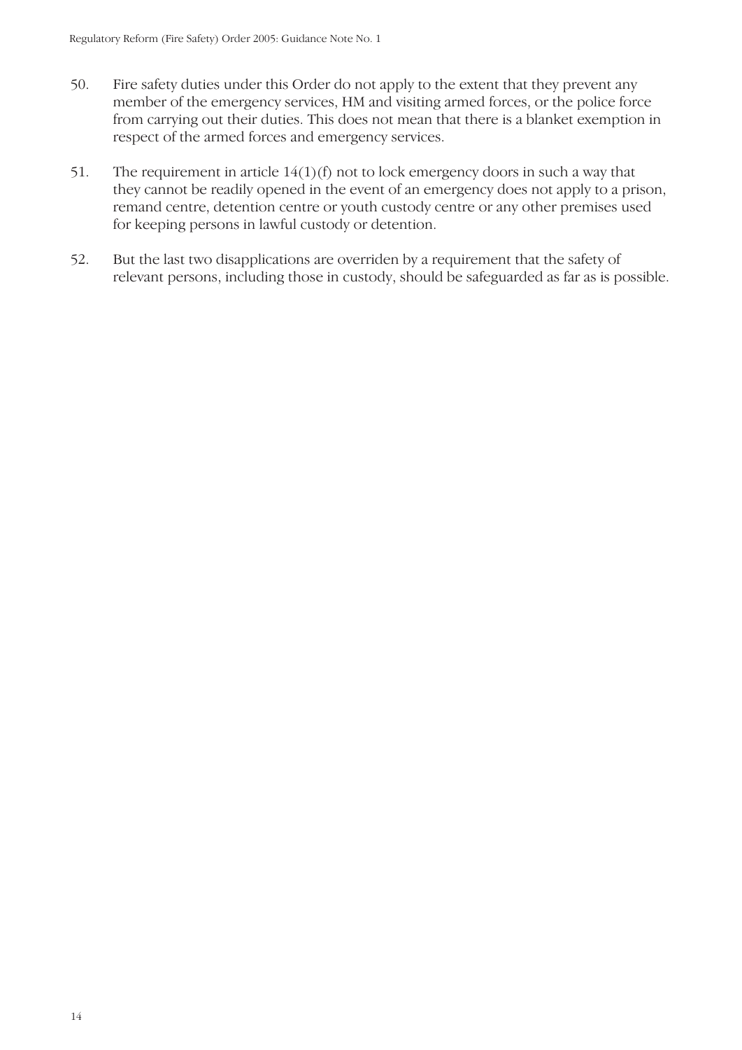50. Fire safety duties under this Order do not apply to the extent that they prevent any member of the emergency services, HM and visiting armed forces, or the police force from carrying out their duties. This does not mean that there is a blanket exemption in respect of the armed forces and emergency services.

51. The requirement in article 14(1)(f) not to lock emergency doors in such a way that they cannot be readily opened in the event of an emergency does not apply to a prison, remand centre, detention centre or youth custody centre or any other premises used for keeping persons in lawful custody or detention.

52. But the last two disapplications are overriden by a requirement that the safety of relevant persons, including those in custody, should be safeguarded as far as is possible.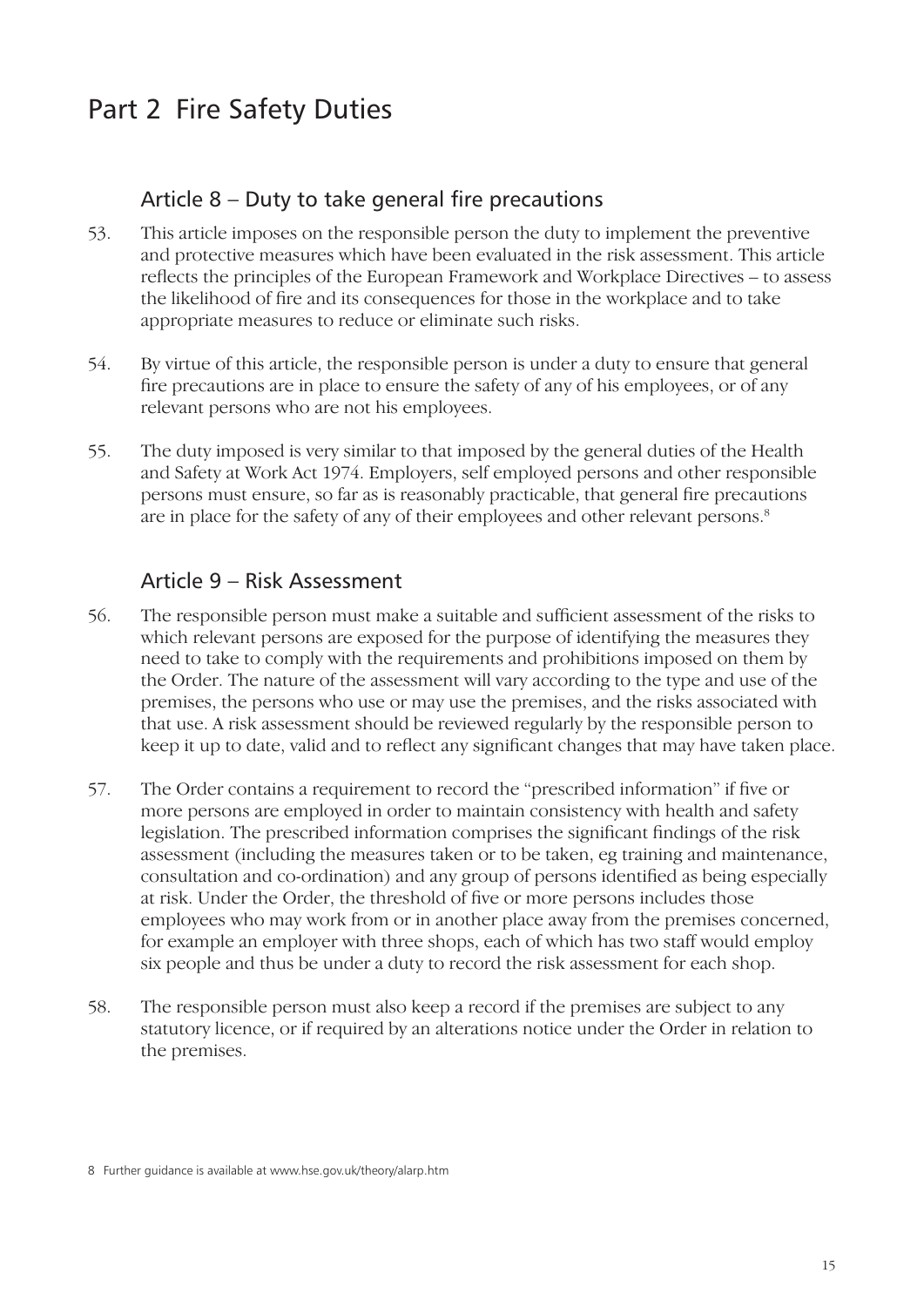# Part 2 Fire Safety Duties

## Article 8 – Duty to take general fire precautions

53. This article imposes on the responsible person the duty to implement the preventive and protective measures which have been evaluated in the risk assessment. This article reflects the principles of the European Framework and Workplace Directives – to assess the likelihood of fire and its consequences for those in the workplace and to take appropriate measures to reduce or eliminate such risks.

54. By virtue of this article, the responsible person is under a duty to ensure that general fire precautions are in place to ensure the safety of any of his employees, or of any relevant persons who are not his employees.

55. The duty imposed is very similar to that imposed by the general duties of the Health and Safety at Work Act 1974. Employers, self employed persons and other responsible persons must ensure, so far as is reasonably practicable, that general fire precautions are in place for the safety of any of their employees and other relevant persons.[8]

## Article 9 – Risk Assessment

56. The responsible person must make a suitable and sufficient assessment of the risks to which relevant persons are exposed for the purpose of identifying the measures they need to take to comply with the requirements and prohibitions imposed on them by the Order. The nature of the assessment will vary according to the type and use of the premises, the persons who use or may use the premises, and the risks associated with that use. A risk assessment should be reviewed regularly by the responsible person to keep it up to date, valid and to reflect any significant changes that may have taken place.

57. The Order contains a requirement to record the "prescribed information" if five or more persons are employed in order to maintain consistency with health and safety legislation. The prescribed information comprises the significant findings of the risk assessment (including the measures taken or to be taken, eg training and maintenance, consultation and co-ordination) and any group of persons identified as being especially at risk. Under the Order, the threshold of five or more persons includes those employees who may work from or in another place away from the premises concerned, for example an employer with three shops, each of which has two staff would employ six people and thus be under a duty to record the risk assessment for each shop.

58. The responsible person must also keep a record if the premises are subject to any statutory licence, or if required by an alterations notice under the Order in relation to the premises.

8 Further guidance is available at www.hse.gov.uk/theory/alarp.htm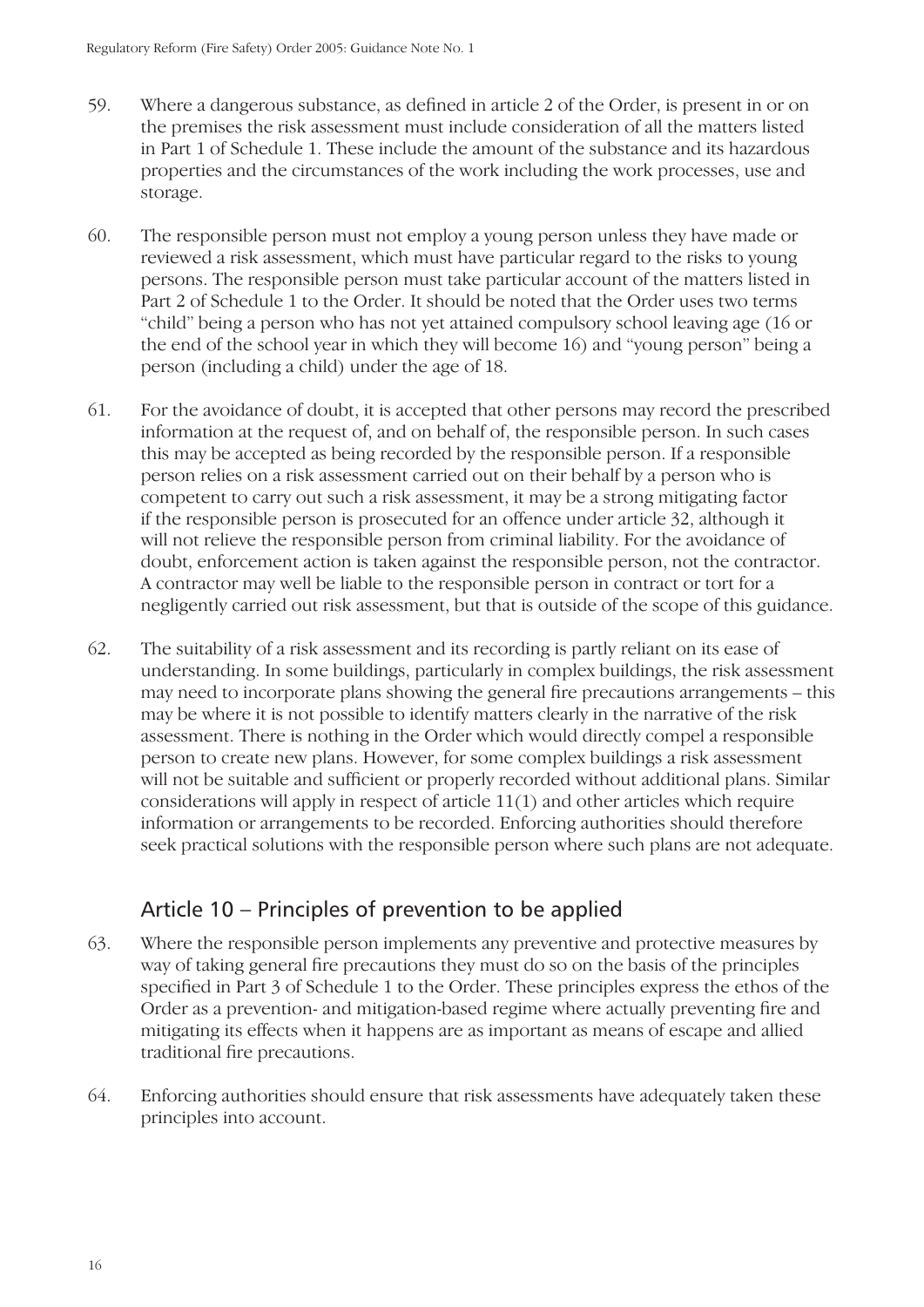59. Where a dangerous substance, as defined in article 2 of the Order, is present in or on the premises the risk assessment must include consideration of all the matters listed in Part 1 of Schedule 1. These include the amount of the substance and its hazardous properties and the circumstances of the work including the work processes, use and storage.

60. The responsible person must not employ a young person unless they have made or reviewed a risk assessment, which must have particular regard to the risks to young persons. The responsible person must take particular account of the matters listed in Part 2 of Schedule 1 to the Order. It should be noted that the Order uses two terms "child" being a person who has not yet attained compulsory school leaving age (16 or the end of the school year in which they will become 16) and "young person" being a person (including a child) under the age of 18.

61. For the avoidance of doubt, it is accepted that other persons may record the prescribed information at the request of, and on behalf of, the responsible person. In such cases this may be accepted as being recorded by the responsible person. If a responsible person relies on a risk assessment carried out on their behalf by a person who is competent to carry out such a risk assessment, it may be a strong mitigating factor if the responsible person is prosecuted for an offence under article 32, although it will not relieve the responsible person from criminal liability. For the avoidance of doubt, enforcement action is taken against the responsible person, not the contractor. A contractor may well be liable to the responsible person in contract or tort for a negligently carried out risk assessment, but that is outside of the scope of this guidance.

62. The suitability of a risk assessment and its recording is partly reliant on its ease of understanding. In some buildings, particularly in complex buildings, the risk assessment may need to incorporate plans showing the general fire precautions arrangements – this may be where it is not possible to identify matters clearly in the narrative of the risk assessment. There is nothing in the Order which would directly compel a responsible person to create new plans. However, for some complex buildings a risk assessment will not be suitable and sufficient or properly recorded without additional plans. Similar considerations will apply in respect of article 11(1) and other articles which require information or arrangements to be recorded. Enforcing authorities should therefore seek practical solutions with the responsible person where such plans are not adequate.

## Article 10 – Principles of prevention to be applied

63. Where the responsible person implements any preventive and protective measures by way of taking general fire precautions they must do so on the basis of the principles specified in Part 3 of Schedule 1 to the Order. These principles express the ethos of the Order as a prevention- and mitigation-based regime where actually preventing fire and mitigating its effects when it happens are as important as means of escape and allied traditional fire precautions.

64. Enforcing authorities should ensure that risk assessments have adequately taken these principles into account.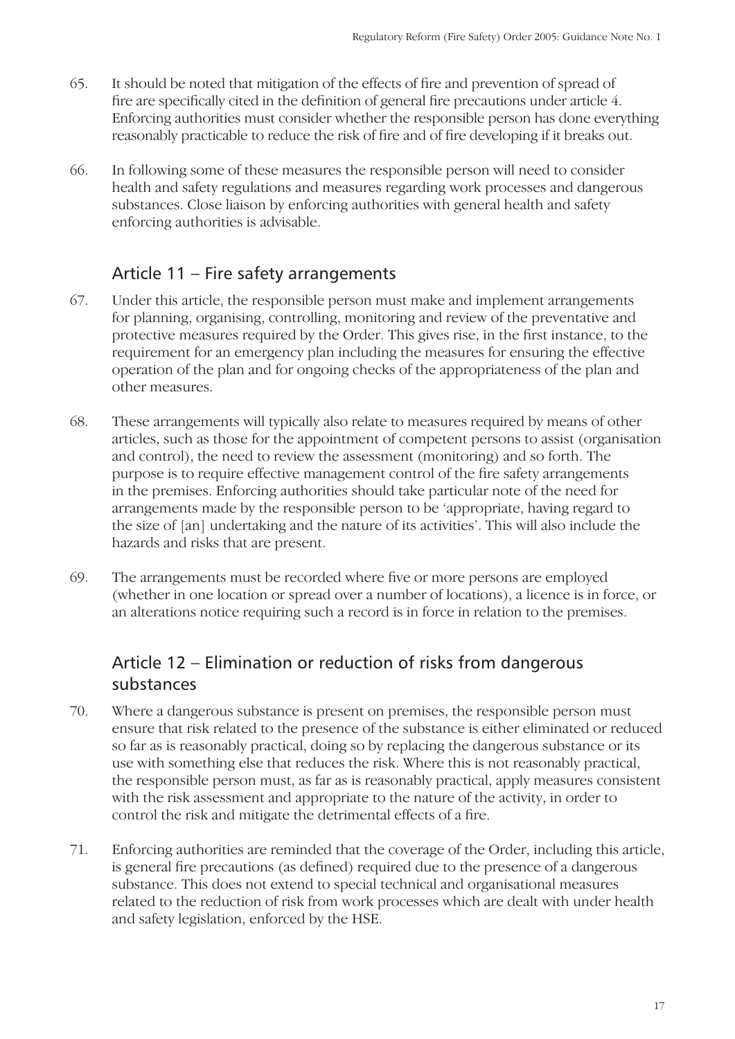65. It should be noted that mitigation of the effects of fire and prevention of spread of fire are specifically cited in the definition of general fire precautions under article 4. Enforcing authorities must consider whether the responsible person has done everything reasonably practicable to reduce the risk of fire and of fire developing if it breaks out.

66. In following some of these measures the responsible person will need to consider health and safety regulations and measures regarding work processes and dangerous substances. Close liaison by enforcing authorities with general health and safety enforcing authorities is advisable.

## Article 11 – Fire safety arrangements

67. Under this article, the responsible person must make and implement arrangements for planning, organising, controlling, monitoring and review of the preventative and protective measures required by the Order. This gives rise, in the first instance, to the requirement for an emergency plan including the measures for ensuring the effective operation of the plan and for ongoing checks of the appropriateness of the plan and other measures.

68. These arrangements will typically also relate to measures required by means of other articles, such as those for the appointment of competent persons to assist (organisation and control), the need to review the assessment (monitoring) and so forth. The purpose is to require effective management control of the fire safety arrangements in the premises. Enforcing authorities should take particular note of the need for arrangements made by the responsible person to be 'appropriate, having regard to the size of [an] undertaking and the nature of its activities'. This will also include the hazards and risks that are present.

69. The arrangements must be recorded where five or more persons are employed (whether in one location or spread over a number of locations), a licence is in force, or an alterations notice requiring such a record is in force in relation to the premises.

## Article 12 – Elimination or reduction of risks from dangerous substances

70. Where a dangerous substance is present on premises, the responsible person must ensure that risk related to the presence of the substance is either eliminated or reduced so far as is reasonably practical, doing so by replacing the dangerous substance or its use with something else that reduces the risk. Where this is not reasonably practical, the responsible person must, as far as is reasonably practical, apply measures consistent with the risk assessment and appropriate to the nature of the activity, in order to control the risk and mitigate the detrimental effects of a fire.

71. Enforcing authorities are reminded that the coverage of the Order, including this article, is general fire precautions (as defined) required due to the presence of a dangerous substance. This does not extend to special technical and organisational measures related to the reduction of risk from work processes which are dealt with under health and safety legislation, enforced by the HSE.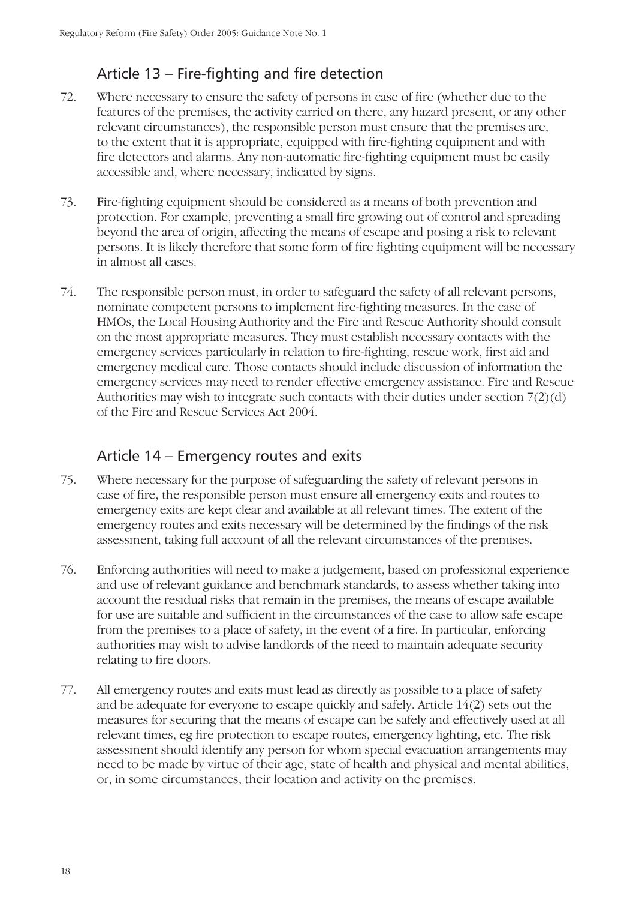## Article 13 – Fire-fighting and fire detection

72. Where necessary to ensure the safety of persons in case of fire (whether due to the features of the premises, the activity carried on there, any hazard present, or any other relevant circumstances), the responsible person must ensure that the premises are, to the extent that it is appropriate, equipped with fire-fighting equipment and with fire detectors and alarms. Any non-automatic fire-fighting equipment must be easily accessible and, where necessary, indicated by signs.

73. Fire-fighting equipment should be considered as a means of both prevention and protection. For example, preventing a small fire growing out of control and spreading beyond the area of origin, affecting the means of escape and posing a risk to relevant persons. It is likely therefore that some form of fire fighting equipment will be necessary in almost all cases.

74. The responsible person must, in order to safeguard the safety of all relevant persons, nominate competent persons to implement fire-fighting measures. In the case of HMOs, the Local Housing Authority and the Fire and Rescue Authority should consult on the most appropriate measures. They must establish necessary contacts with the emergency services particularly in relation to fire-fighting, rescue work, first aid and emergency medical care. Those contacts should include discussion of information the emergency services may need to render effective emergency assistance. Fire and Rescue Authorities may wish to integrate such contacts with their duties under section 7(2)(d) of the Fire and Rescue Services Act 2004.

## Article 14 – Emergency routes and exits

75. Where necessary for the purpose of safeguarding the safety of relevant persons in case of fire, the responsible person must ensure all emergency exits and routes to emergency exits are kept clear and available at all relevant times. The extent of the emergency routes and exits necessary will be determined by the findings of the risk assessment, taking full account of all the relevant circumstances of the premises.

76. Enforcing authorities will need to make a judgement, based on professional experience and use of relevant guidance and benchmark standards, to assess whether taking into account the residual risks that remain in the premises, the means of escape available for use are suitable and sufficient in the circumstances of the case to allow safe escape from the premises to a place of safety, in the event of a fire. In particular, enforcing authorities may wish to advise landlords of the need to maintain adequate security relating to fire doors.

77. All emergency routes and exits must lead as directly as possible to a place of safety and be adequate for everyone to escape quickly and safely. Article 14(2) sets out the measures for securing that the means of escape can be safely and effectively used at all relevant times, eg fire protection to escape routes, emergency lighting, etc. The risk assessment should identify any person for whom special evacuation arrangements may need to be made by virtue of their age, state of health and physical and mental abilities, or, in some circumstances, their location and activity on the premises.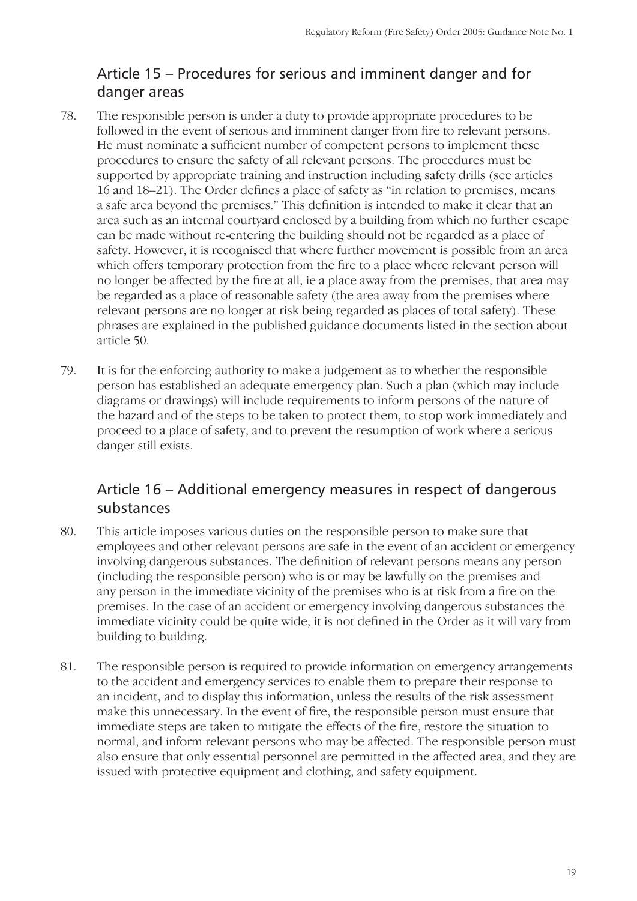## Article 15 – Procedures for serious and imminent danger and for danger areas

78. The responsible person is under a duty to provide appropriate procedures to be followed in the event of serious and imminent danger from fire to relevant persons. He must nominate a sufficient number of competent persons to implement these procedures to ensure the safety of all relevant persons. The procedures must be supported by appropriate training and instruction including safety drills (see articles 16 and 18–21). The Order defines a place of safety as "in relation to premises, means a safe area beyond the premises." This definition is intended to make it clear that an area such as an internal courtyard enclosed by a building from which no further escape can be made without re-entering the building should not be regarded as a place of safety. However, it is recognised that where further movement is possible from an area which offers temporary protection from the fire to a place where relevant person will no longer be affected by the fire at all, ie a place away from the premises, that area may be regarded as a place of reasonable safety (the area away from the premises where relevant persons are no longer at risk being regarded as places of total safety). These phrases are explained in the published guidance documents listed in the section about article 50.

79. It is for the enforcing authority to make a judgement as to whether the responsible person has established an adequate emergency plan. Such a plan (which may include diagrams or drawings) will include requirements to inform persons of the nature of the hazard and of the steps to be taken to protect them, to stop work immediately and proceed to a place of safety, and to prevent the resumption of work where a serious danger still exists.

## Article 16 – Additional emergency measures in respect of dangerous substances

80. This article imposes various duties on the responsible person to make sure that employees and other relevant persons are safe in the event of an accident or emergency involving dangerous substances. The definition of relevant persons means any person (including the responsible person) who is or may be lawfully on the premises and any person in the immediate vicinity of the premises who is at risk from a fire on the premises. In the case of an accident or emergency involving dangerous substances the immediate vicinity could be quite wide, it is not defined in the Order as it will vary from building to building.

81. The responsible person is required to provide information on emergency arrangements to the accident and emergency services to enable them to prepare their response to an incident, and to display this information, unless the results of the risk assessment make this unnecessary. In the event of fire, the responsible person must ensure that immediate steps are taken to mitigate the effects of the fire, restore the situation to normal, and inform relevant persons who may be affected. The responsible person must also ensure that only essential personnel are permitted in the affected area, and they are issued with protective equipment and clothing, and safety equipment.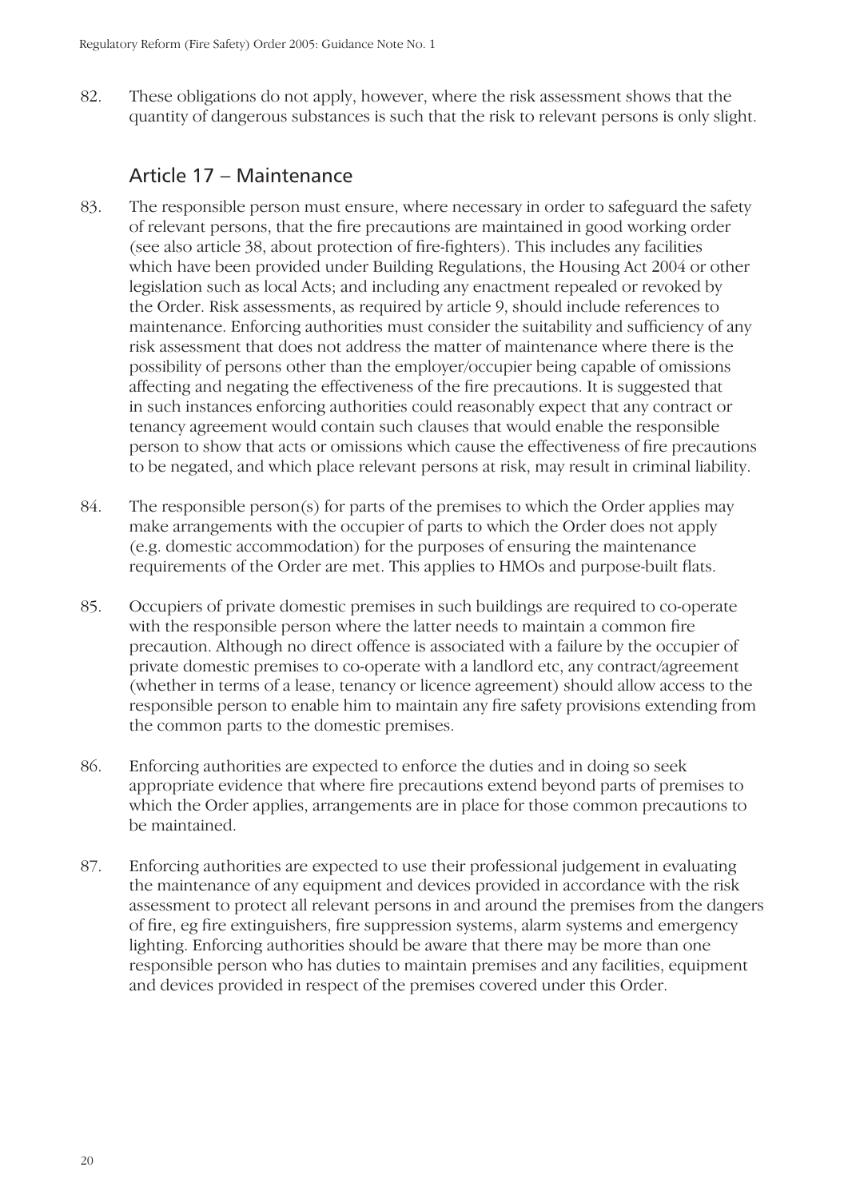82. These obligations do not apply, however, where the risk assessment shows that the quantity of dangerous substances is such that the risk to relevant persons is only slight.

## Article 17 – Maintenance

83. The responsible person must ensure, where necessary in order to safeguard the safety of relevant persons, that the fire precautions are maintained in good working order (see also article 38, about protection of fire-fighters). This includes any facilities which have been provided under Building Regulations, the Housing Act 2004 or other legislation such as local Acts; and including any enactment repealed or revoked by the Order. Risk assessments, as required by article 9, should include references to maintenance. Enforcing authorities must consider the suitability and sufficiency of any risk assessment that does not address the matter of maintenance where there is the possibility of persons other than the employer/occupier being capable of omissions affecting and negating the effectiveness of the fire precautions. It is suggested that in such instances enforcing authorities could reasonably expect that any contract or tenancy agreement would contain such clauses that would enable the responsible person to show that acts or omissions which cause the effectiveness of fire precautions to be negated, and which place relevant persons at risk, may result in criminal liability.

84. The responsible person(s) for parts of the premises to which the Order applies may make arrangements with the occupier of parts to which the Order does not apply (e.g. domestic accommodation) for the purposes of ensuring the maintenance requirements of the Order are met. This applies to HMOs and purpose-built flats.

85. Occupiers of private domestic premises in such buildings are required to co-operate with the responsible person where the latter needs to maintain a common fire precaution. Although no direct offence is associated with a failure by the occupier of private domestic premises to co-operate with a landlord etc, any contract/agreement (whether in terms of a lease, tenancy or licence agreement) should allow access to the responsible person to enable him to maintain any fire safety provisions extending from the common parts to the domestic premises.

86. Enforcing authorities are expected to enforce the duties and in doing so seek appropriate evidence that where fire precautions extend beyond parts of premises to which the Order applies, arrangements are in place for those common precautions to be maintained.

87. Enforcing authorities are expected to use their professional judgement in evaluating the maintenance of any equipment and devices provided in accordance with the risk assessment to protect all relevant persons in and around the premises from the dangers of fire, eg fire extinguishers, fire suppression systems, alarm systems and emergency lighting. Enforcing authorities should be aware that there may be more than one responsible person who has duties to maintain premises and any facilities, equipment and devices provided in respect of the premises covered under this Order.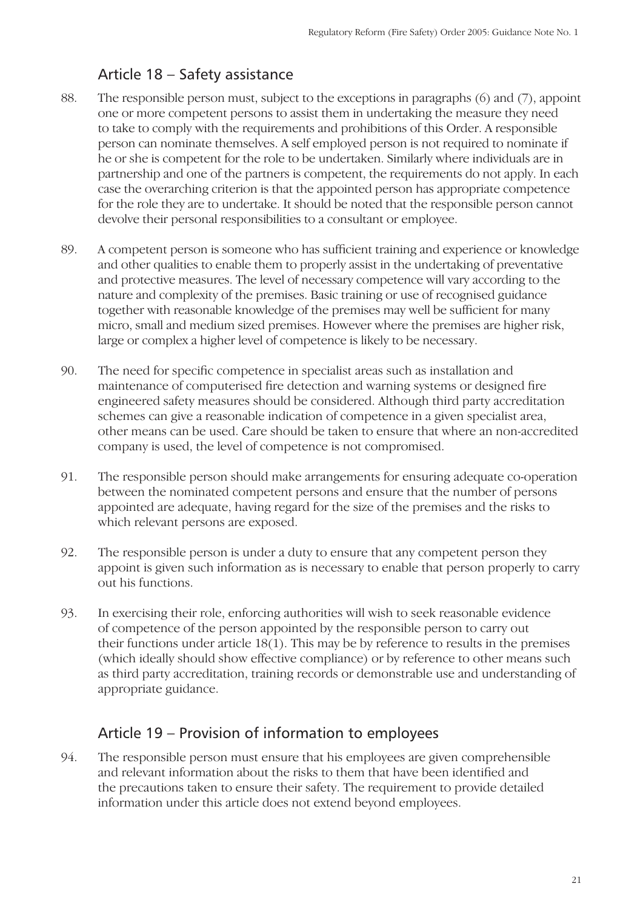## Article 18 – Safety assistance

88. The responsible person must, subject to the exceptions in paragraphs (6) and (7), appoint one or more competent persons to assist them in undertaking the measure they need to take to comply with the requirements and prohibitions of this Order. A responsible person can nominate themselves. A self employed person is not required to nominate if he or she is competent for the role to be undertaken. Similarly where individuals are in partnership and one of the partners is competent, the requirements do not apply. In each case the overarching criterion is that the appointed person has appropriate competence for the role they are to undertake. It should be noted that the responsible person cannot devolve their personal responsibilities to a consultant or employee.

89. A competent person is someone who has sufficient training and experience or knowledge and other qualities to enable them to properly assist in the undertaking of preventative and protective measures. The level of necessary competence will vary according to the nature and complexity of the premises. Basic training or use of recognised guidance together with reasonable knowledge of the premises may well be sufficient for many micro, small and medium sized premises. However where the premises are higher risk, large or complex a higher level of competence is likely to be necessary.

90. The need for specific competence in specialist areas such as installation and maintenance of computerised fire detection and warning systems or designed fire engineered safety measures should be considered. Although third party accreditation schemes can give a reasonable indication of competence in a given specialist area, other means can be used. Care should be taken to ensure that where an non-accredited company is used, the level of competence is not compromised.

91. The responsible person should make arrangements for ensuring adequate co-operation between the nominated competent persons and ensure that the number of persons appointed are adequate, having regard for the size of the premises and the risks to which relevant persons are exposed.

92. The responsible person is under a duty to ensure that any competent person they appoint is given such information as is necessary to enable that person properly to carry out his functions.

93. In exercising their role, enforcing authorities will wish to seek reasonable evidence of competence of the person appointed by the responsible person to carry out their functions under article 18(1). This may be by reference to results in the premises (which ideally should show effective compliance) or by reference to other means such as third party accreditation, training records or demonstrable use and understanding of appropriate guidance.

## Article 19 – Provision of information to employees

94. The responsible person must ensure that his employees are given comprehensible and relevant information about the risks to them that have been identified and the precautions taken to ensure their safety. The requirement to provide detailed information under this article does not extend beyond employees.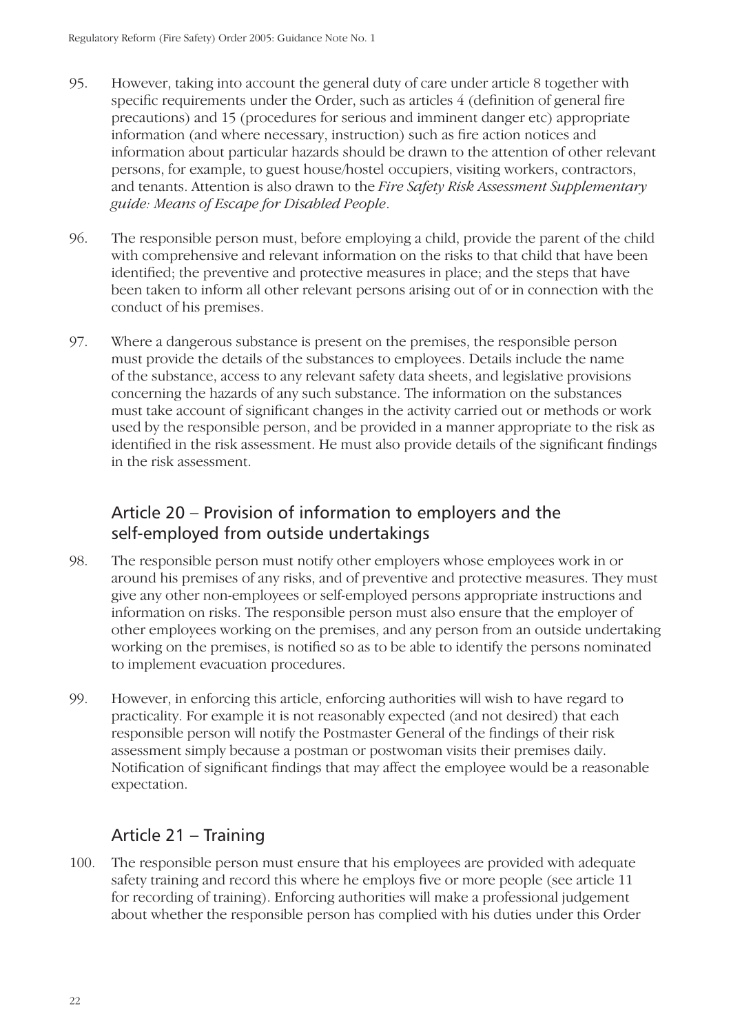95. However, taking into account the general duty of care under article 8 together with specific requirements under the Order, such as articles 4 (definition of general fire precautions) and 15 (procedures for serious and imminent danger etc) appropriate information (and where necessary, instruction) such as fire action notices and information about particular hazards should be drawn to the attention of other relevant persons, for example, to guest house/hostel occupiers, visiting workers, contractors, and tenants. Attention is also drawn to the *Fire Safety Risk Assessment Supplementary guide: Means of Escape for Disabled People*.

96. The responsible person must, before employing a child, provide the parent of the child with comprehensive and relevant information on the risks to that child that have been identified; the preventive and protective measures in place; and the steps that have been taken to inform all other relevant persons arising out of or in connection with the conduct of his premises.

97. Where a dangerous substance is present on the premises, the responsible person must provide the details of the substances to employees. Details include the name of the substance, access to any relevant safety data sheets, and legislative provisions concerning the hazards of any such substance. The information on the substances must take account of significant changes in the activity carried out or methods or work used by the responsible person, and be provided in a manner appropriate to the risk as identified in the risk assessment. He must also provide details of the significant findings in the risk assessment.

## Article 20 – Provision of information to employers and the self-employed from outside undertakings

98. The responsible person must notify other employers whose employees work in or around his premises of any risks, and of preventive and protective measures. They must give any other non-employees or self-employed persons appropriate instructions and information on risks. The responsible person must also ensure that the employer of other employees working on the premises, and any person from an outside undertaking working on the premises, is notified so as to be able to identify the persons nominated to implement evacuation procedures.

99. However, in enforcing this article, enforcing authorities will wish to have regard to practicality. For example it is not reasonably expected (and not desired) that each responsible person will notify the Postmaster General of the findings of their risk assessment simply because a postman or postwoman visits their premises daily. Notification of significant findings that may affect the employee would be a reasonable expectation.

## Article 21 – Training

100. The responsible person must ensure that his employees are provided with adequate safety training and record this where he employs five or more people (see article 11 for recording of training). Enforcing authorities will make a professional judgement about whether the responsible person has complied with his duties under this Order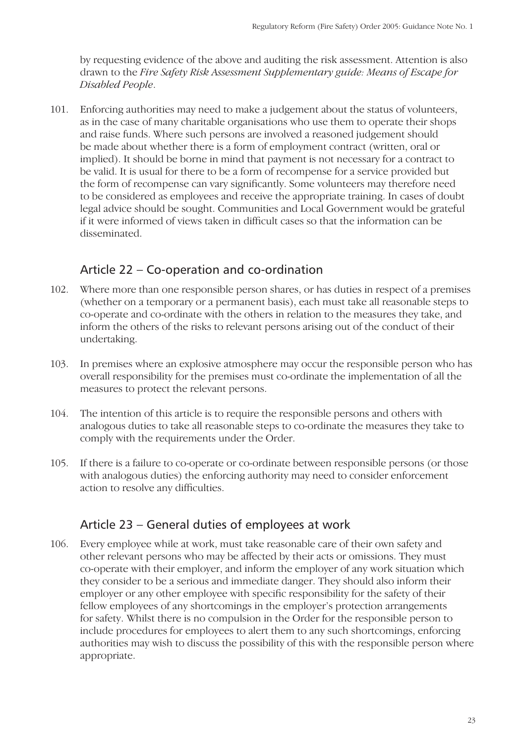by requesting evidence of the above and auditing the risk assessment. Attention is also drawn to the *Fire Safety Risk Assessment Supplementary guide: Means of Escape for Disabled People*.

101. Enforcing authorities may need to make a judgement about the status of volunteers, as in the case of many charitable organisations who use them to operate their shops and raise funds. Where such persons are involved a reasoned judgement should be made about whether there is a form of employment contract (written, oral or implied). It should be borne in mind that payment is not necessary for a contract to be valid. It is usual for there to be a form of recompense for a service provided but the form of recompense can vary significantly. Some volunteers may therefore need to be considered as employees and receive the appropriate training. In cases of doubt legal advice should be sought. Communities and Local Government would be grateful if it were informed of views taken in difficult cases so that the information can be disseminated.

## Article 22 – Co-operation and co-ordination

102. Where more than one responsible person shares, or has duties in respect of a premises (whether on a temporary or a permanent basis), each must take all reasonable steps to co-operate and co-ordinate with the others in relation to the measures they take, and inform the others of the risks to relevant persons arising out of the conduct of their undertaking.

103. In premises where an explosive atmosphere may occur the responsible person who has overall responsibility for the premises must co-ordinate the implementation of all the measures to protect the relevant persons.

104. The intention of this article is to require the responsible persons and others with analogous duties to take all reasonable steps to co-ordinate the measures they take to comply with the requirements under the Order.

105. If there is a failure to co-operate or co-ordinate between responsible persons (or those with analogous duties) the enforcing authority may need to consider enforcement action to resolve any difficulties.

## Article 23 – General duties of employees at work

106. Every employee while at work, must take reasonable care of their own safety and other relevant persons who may be affected by their acts or omissions. They must co-operate with their employer, and inform the employer of any work situation which they consider to be a serious and immediate danger. They should also inform their employer or any other employee with specific responsibility for the safety of their fellow employees of any shortcomings in the employer's protection arrangements for safety. Whilst there is no compulsion in the Order for the responsible person to include procedures for employees to alert them to any such shortcomings, enforcing authorities may wish to discuss the possibility of this with the responsible person where appropriate.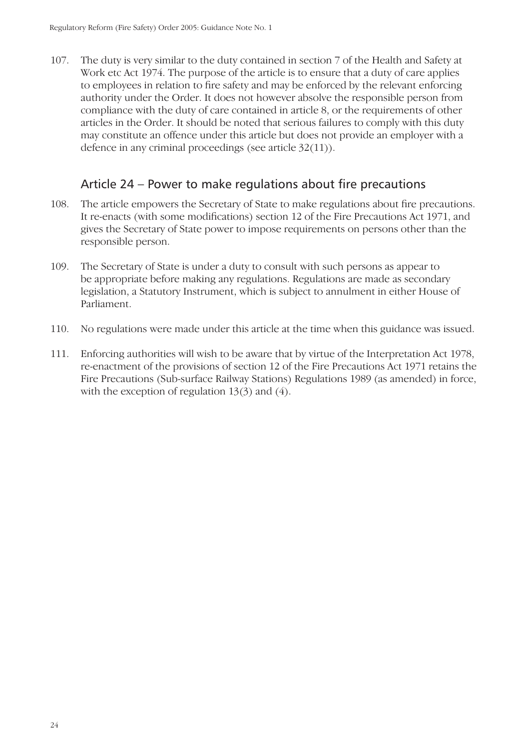107. The duty is very similar to the duty contained in section 7 of the Health and Safety at Work etc Act 1974. The purpose of the article is to ensure that a duty of care applies to employees in relation to fire safety and may be enforced by the relevant enforcing authority under the Order. It does not however absolve the responsible person from compliance with the duty of care contained in article 8, or the requirements of other articles in the Order. It should be noted that serious failures to comply with this duty may constitute an offence under this article but does not provide an employer with a defence in any criminal proceedings (see article 32(11)).

## Article 24 – Power to make regulations about fire precautions

108. The article empowers the Secretary of State to make regulations about fire precautions. It re-enacts (with some modifications) section 12 of the Fire Precautions Act 1971, and gives the Secretary of State power to impose requirements on persons other than the responsible person.

109. The Secretary of State is under a duty to consult with such persons as appear to be appropriate before making any regulations. Regulations are made as secondary legislation, a Statutory Instrument, which is subject to annulment in either House of Parliament.

110. No regulations were made under this article at the time when this guidance was issued.

111. Enforcing authorities will wish to be aware that by virtue of the Interpretation Act 1978, re-enactment of the provisions of section 12 of the Fire Precautions Act 1971 retains the Fire Precautions (Sub-surface Railway Stations) Regulations 1989 (as amended) in force, with the exception of regulation 13(3) and (4).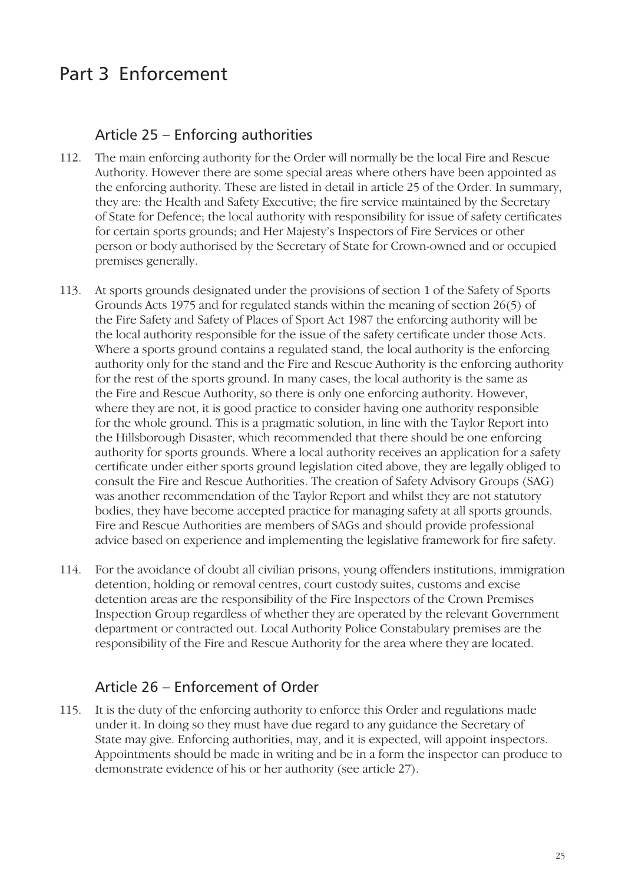# Part 3 Enforcement

## Article 25 – Enforcing authorities

112. The main enforcing authority for the Order will normally be the local Fire and Rescue Authority. However there are some special areas where others have been appointed as the enforcing authority. These are listed in detail in article 25 of the Order. In summary, they are: the Health and Safety Executive; the fire service maintained by the Secretary of State for Defence; the local authority with responsibility for issue of safety certificates for certain sports grounds; and Her Majesty's Inspectors of Fire Services or other person or body authorised by the Secretary of State for Crown-owned and or occupied premises generally.

113. At sports grounds designated under the provisions of section 1 of the Safety of Sports Grounds Acts 1975 and for regulated stands within the meaning of section 26(5) of the Fire Safety and Safety of Places of Sport Act 1987 the enforcing authority will be the local authority responsible for the issue of the safety certificate under those Acts. Where a sports ground contains a regulated stand, the local authority is the enforcing authority only for the stand and the Fire and Rescue Authority is the enforcing authority for the rest of the sports ground. In many cases, the local authority is the same as the Fire and Rescue Authority, so there is only one enforcing authority. However, where they are not, it is good practice to consider having one authority responsible for the whole ground. This is a pragmatic solution, in line with the Taylor Report into the Hillsborough Disaster, which recommended that there should be one enforcing authority for sports grounds. Where a local authority receives an application for a safety certificate under either sports ground legislation cited above, they are legally obliged to consult the Fire and Rescue Authorities. The creation of Safety Advisory Groups (SAG) was another recommendation of the Taylor Report and whilst they are not statutory bodies, they have become accepted practice for managing safety at all sports grounds. Fire and Rescue Authorities are members of SAGs and should provide professional advice based on experience and implementing the legislative framework for fire safety.

114. For the avoidance of doubt all civilian prisons, young offenders institutions, immigration detention, holding or removal centres, court custody suites, customs and excise detention areas are the responsibility of the Fire Inspectors of the Crown Premises Inspection Group regardless of whether they are operated by the relevant Government department or contracted out. Local Authority Police Constabulary premises are the responsibility of the Fire and Rescue Authority for the area where they are located.

## Article 26 – Enforcement of Order

115. It is the duty of the enforcing authority to enforce this Order and regulations made under it. In doing so they must have due regard to any guidance the Secretary of State may give. Enforcing authorities, may, and it is expected, will appoint inspectors. Appointments should be made in writing and be in a form the inspector can produce to demonstrate evidence of his or her authority (see article 27).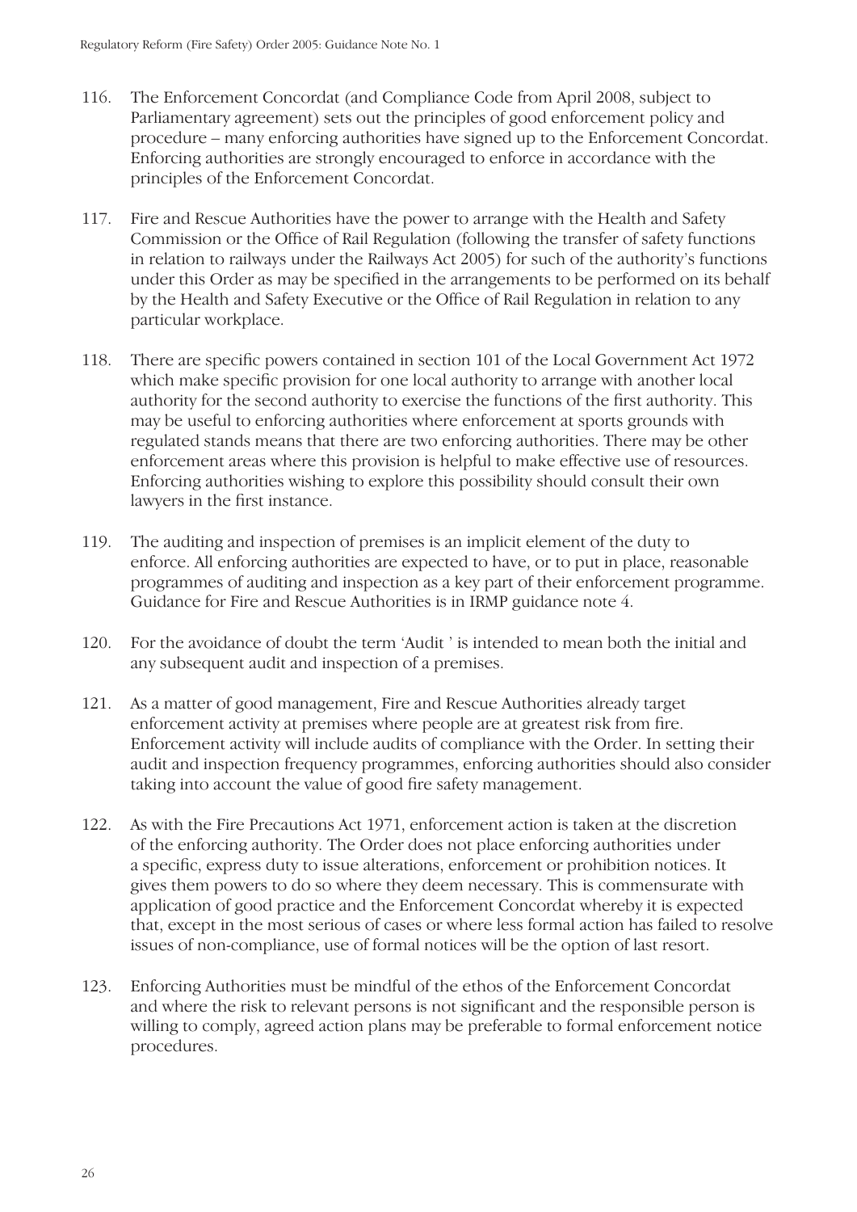116. The Enforcement Concordat (and Compliance Code from April 2008, subject to Parliamentary agreement) sets out the principles of good enforcement policy and procedure – many enforcing authorities have signed up to the Enforcement Concordat. Enforcing authorities are strongly encouraged to enforce in accordance with the principles of the Enforcement Concordat.

117. Fire and Rescue Authorities have the power to arrange with the Health and Safety Commission or the Office of Rail Regulation (following the transfer of safety functions in relation to railways under the Railways Act 2005) for such of the authority's functions under this Order as may be specified in the arrangements to be performed on its behalf by the Health and Safety Executive or the Office of Rail Regulation in relation to any particular workplace.

118. There are specific powers contained in section 101 of the Local Government Act 1972 which make specific provision for one local authority to arrange with another local authority for the second authority to exercise the functions of the first authority. This may be useful to enforcing authorities where enforcement at sports grounds with regulated stands means that there are two enforcing authorities. There may be other enforcement areas where this provision is helpful to make effective use of resources. Enforcing authorities wishing to explore this possibility should consult their own lawyers in the first instance.

119. The auditing and inspection of premises is an implicit element of the duty to enforce. All enforcing authorities are expected to have, or to put in place, reasonable programmes of auditing and inspection as a key part of their enforcement programme. Guidance for Fire and Rescue Authorities is in IRMP guidance note 4.

120. For the avoidance of doubt the term 'Audit ' is intended to mean both the initial and any subsequent audit and inspection of a premises.

121. As a matter of good management, Fire and Rescue Authorities already target enforcement activity at premises where people are at greatest risk from fire. Enforcement activity will include audits of compliance with the Order. In setting their audit and inspection frequency programmes, enforcing authorities should also consider taking into account the value of good fire safety management.

122. As with the Fire Precautions Act 1971, enforcement action is taken at the discretion of the enforcing authority. The Order does not place enforcing authorities under a specific, express duty to issue alterations, enforcement or prohibition notices. It gives them powers to do so where they deem necessary. This is commensurate with application of good practice and the Enforcement Concordat whereby it is expected that, except in the most serious of cases or where less formal action has failed to resolve issues of non-compliance, use of formal notices will be the option of last resort.

123. Enforcing Authorities must be mindful of the ethos of the Enforcement Concordat and where the risk to relevant persons is not significant and the responsible person is willing to comply, agreed action plans may be preferable to formal enforcement notice procedures.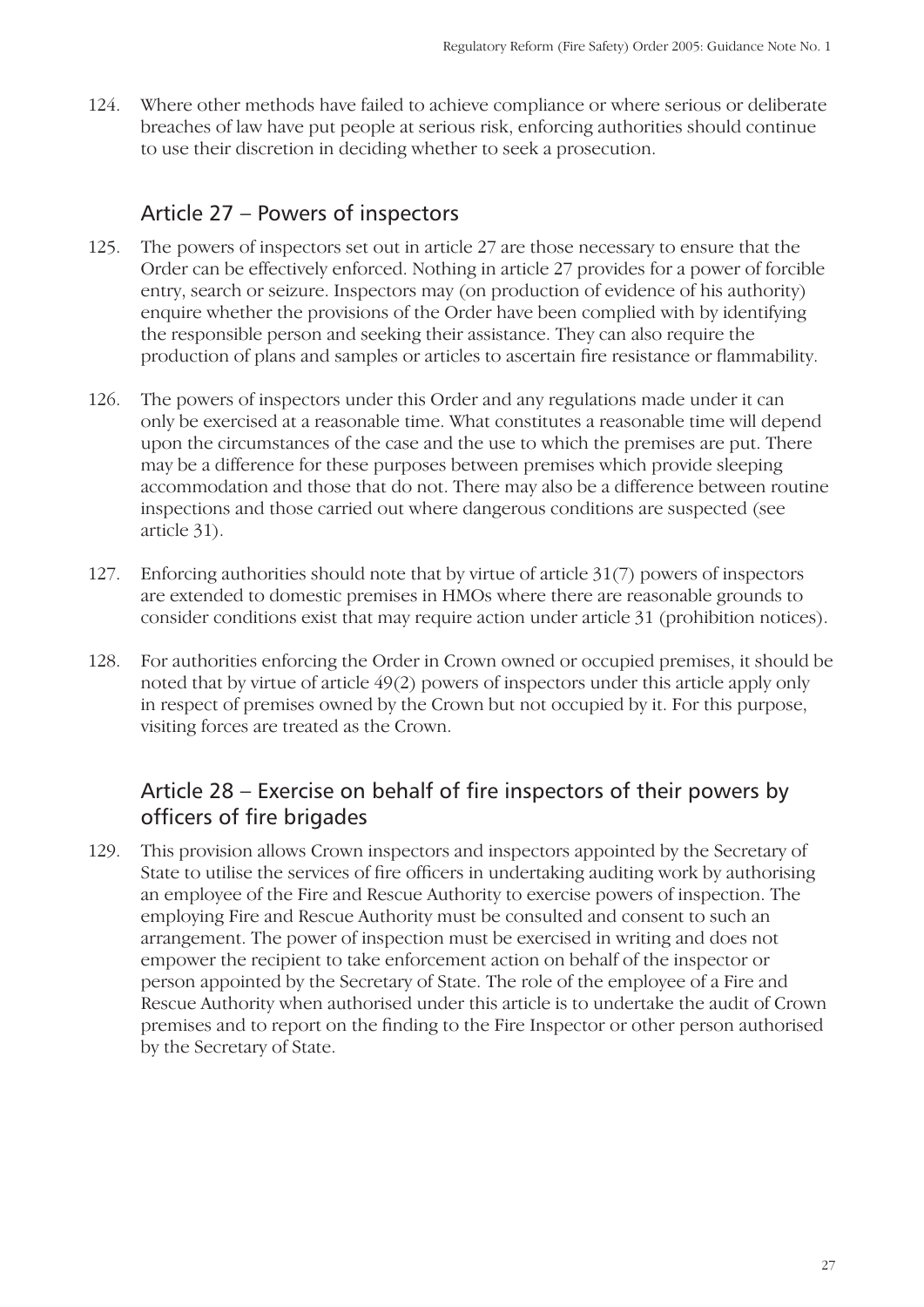124. Where other methods have failed to achieve compliance or where serious or deliberate breaches of law have put people at serious risk, enforcing authorities should continue to use their discretion in deciding whether to seek a prosecution.

## Article 27 – Powers of inspectors

125. The powers of inspectors set out in article 27 are those necessary to ensure that the Order can be effectively enforced. Nothing in article 27 provides for a power of forcible entry, search or seizure. Inspectors may (on production of evidence of his authority) enquire whether the provisions of the Order have been complied with by identifying the responsible person and seeking their assistance. They can also require the production of plans and samples or articles to ascertain fire resistance or flammability.

126. The powers of inspectors under this Order and any regulations made under it can only be exercised at a reasonable time. What constitutes a reasonable time will depend upon the circumstances of the case and the use to which the premises are put. There may be a difference for these purposes between premises which provide sleeping accommodation and those that do not. There may also be a difference between routine inspections and those carried out where dangerous conditions are suspected (see article 31).

127. Enforcing authorities should note that by virtue of article 31(7) powers of inspectors are extended to domestic premises in HMOs where there are reasonable grounds to consider conditions exist that may require action under article 31 (prohibition notices).

128. For authorities enforcing the Order in Crown owned or occupied premises, it should be noted that by virtue of article 49(2) powers of inspectors under this article apply only in respect of premises owned by the Crown but not occupied by it. For this purpose, visiting forces are treated as the Crown.

## Article 28 – Exercise on behalf of fire inspectors of their powers by officers of fire brigades

129. This provision allows Crown inspectors and inspectors appointed by the Secretary of State to utilise the services of fire officers in undertaking auditing work by authorising an employee of the Fire and Rescue Authority to exercise powers of inspection. The employing Fire and Rescue Authority must be consulted and consent to such an arrangement. The power of inspection must be exercised in writing and does not empower the recipient to take enforcement action on behalf of the inspector or person appointed by the Secretary of State. The role of the employee of a Fire and Rescue Authority when authorised under this article is to undertake the audit of Crown premises and to report on the finding to the Fire Inspector or other person authorised by the Secretary of State.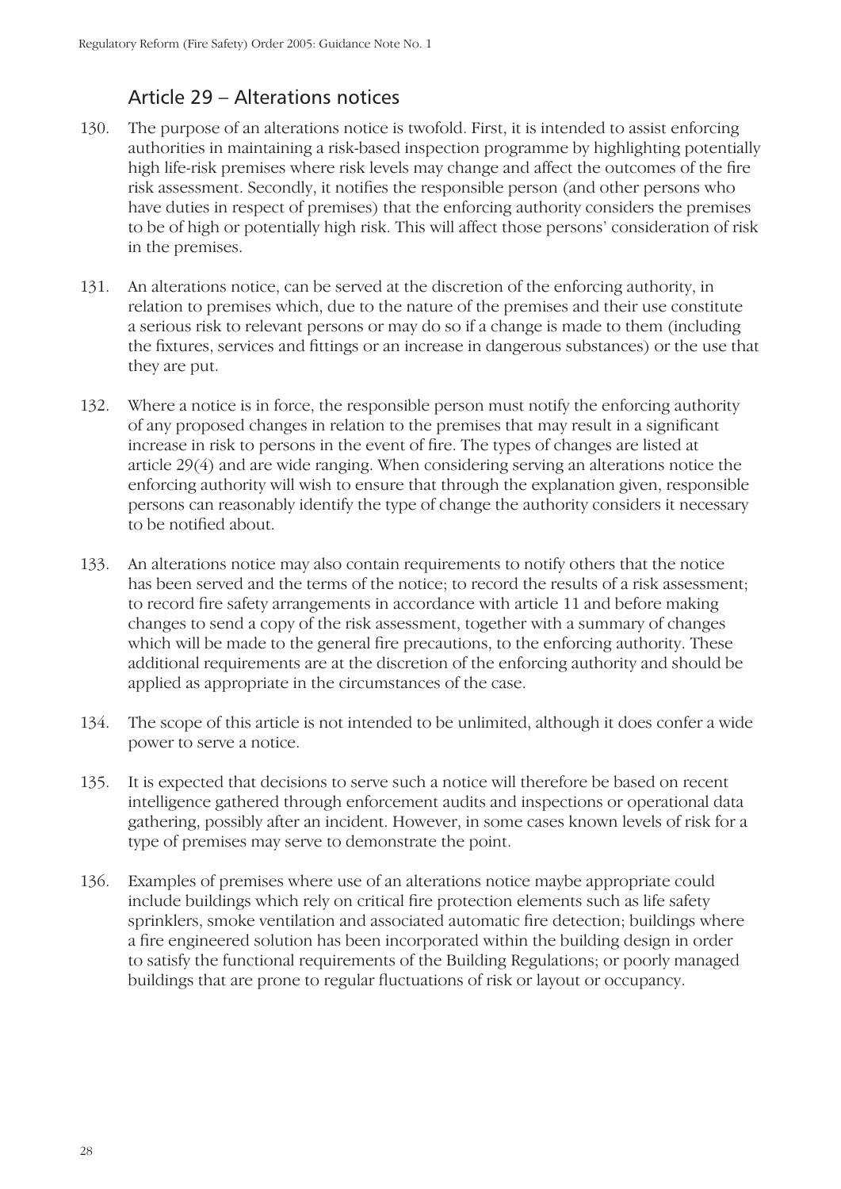## Article 29 – Alterations notices

130. The purpose of an alterations notice is twofold. First, it is intended to assist enforcing authorities in maintaining a risk-based inspection programme by highlighting potentially high life-risk premises where risk levels may change and affect the outcomes of the fire risk assessment. Secondly, it notifies the responsible person (and other persons who have duties in respect of premises) that the enforcing authority considers the premises to be of high or potentially high risk. This will affect those persons' consideration of risk in the premises.

131. An alterations notice, can be served at the discretion of the enforcing authority, in relation to premises which, due to the nature of the premises and their use constitute a serious risk to relevant persons or may do so if a change is made to them (including the fixtures, services and fittings or an increase in dangerous substances) or the use that they are put.

132. Where a notice is in force, the responsible person must notify the enforcing authority of any proposed changes in relation to the premises that may result in a significant increase in risk to persons in the event of fire. The types of changes are listed at article 29(4) and are wide ranging. When considering serving an alterations notice the enforcing authority will wish to ensure that through the explanation given, responsible persons can reasonably identify the type of change the authority considers it necessary to be notified about.

133. An alterations notice may also contain requirements to notify others that the notice has been served and the terms of the notice; to record the results of a risk assessment; to record fire safety arrangements in accordance with article 11 and before making changes to send a copy of the risk assessment, together with a summary of changes which will be made to the general fire precautions, to the enforcing authority. These additional requirements are at the discretion of the enforcing authority and should be applied as appropriate in the circumstances of the case.

134. The scope of this article is not intended to be unlimited, although it does confer a wide power to serve a notice.

135. It is expected that decisions to serve such a notice will therefore be based on recent intelligence gathered through enforcement audits and inspections or operational data gathering, possibly after an incident. However, in some cases known levels of risk for a type of premises may serve to demonstrate the point.

136. Examples of premises where use of an alterations notice maybe appropriate could include buildings which rely on critical fire protection elements such as life safety sprinklers, smoke ventilation and associated automatic fire detection; buildings where a fire engineered solution has been incorporated within the building design in order to satisfy the functional requirements of the Building Regulations; or poorly managed buildings that are prone to regular fluctuations of risk or layout or occupancy.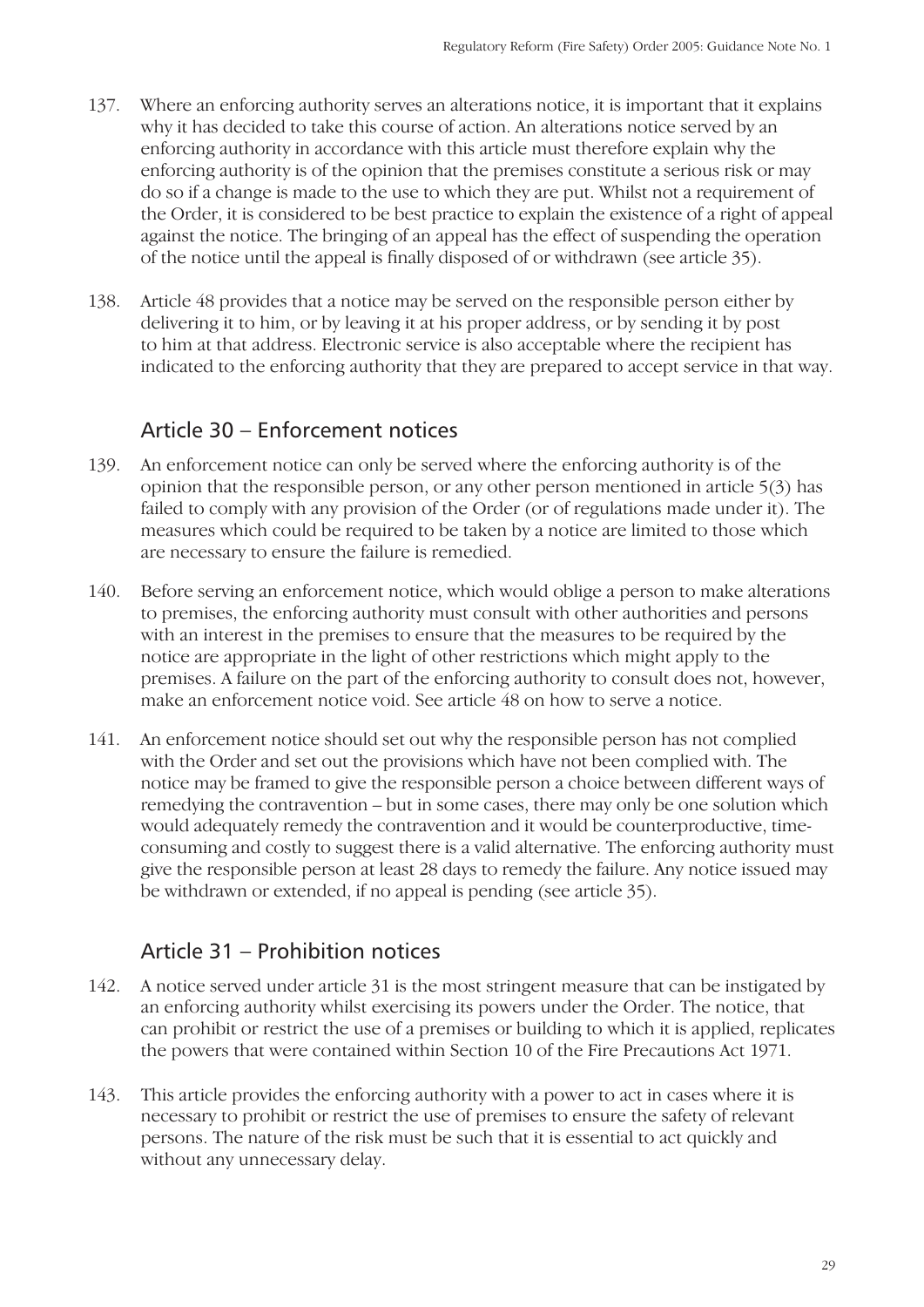137. Where an enforcing authority serves an alterations notice, it is important that it explains why it has decided to take this course of action. An alterations notice served by an enforcing authority in accordance with this article must therefore explain why the enforcing authority is of the opinion that the premises constitute a serious risk or may do so if a change is made to the use to which they are put. Whilst not a requirement of the Order, it is considered to be best practice to explain the existence of a right of appeal against the notice. The bringing of an appeal has the effect of suspending the operation of the notice until the appeal is finally disposed of or withdrawn (see article 35).

138. Article 48 provides that a notice may be served on the responsible person either by delivering it to him, or by leaving it at his proper address, or by sending it by post to him at that address. Electronic service is also acceptable where the recipient has indicated to the enforcing authority that they are prepared to accept service in that way.

## Article 30 – Enforcement notices

139. An enforcement notice can only be served where the enforcing authority is of the opinion that the responsible person, or any other person mentioned in article 5(3) has failed to comply with any provision of the Order (or of regulations made under it). The measures which could be required to be taken by a notice are limited to those which are necessary to ensure the failure is remedied.

140. Before serving an enforcement notice, which would oblige a person to make alterations to premises, the enforcing authority must consult with other authorities and persons with an interest in the premises to ensure that the measures to be required by the notice are appropriate in the light of other restrictions which might apply to the premises. A failure on the part of the enforcing authority to consult does not, however, make an enforcement notice void. See article 48 on how to serve a notice.

141. An enforcement notice should set out why the responsible person has not complied with the Order and set out the provisions which have not been complied with. The notice may be framed to give the responsible person a choice between different ways of remedying the contravention – but in some cases, there may only be one solution which would adequately remedy the contravention and it would be counterproductive, time-consuming and costly to suggest there is a valid alternative. The enforcing authority must give the responsible person at least 28 days to remedy the failure. Any notice issued may be withdrawn or extended, if no appeal is pending (see article 35).

## Article 31 – Prohibition notices

142. A notice served under article 31 is the most stringent measure that can be instigated by an enforcing authority whilst exercising its powers under the Order. The notice, that can prohibit or restrict the use of a premises or building to which it is applied, replicates the powers that were contained within Section 10 of the Fire Precautions Act 1971.

143. This article provides the enforcing authority with a power to act in cases where it is necessary to prohibit or restrict the use of premises to ensure the safety of relevant persons. The nature of the risk must be such that it is essential to act quickly and without any unnecessary delay.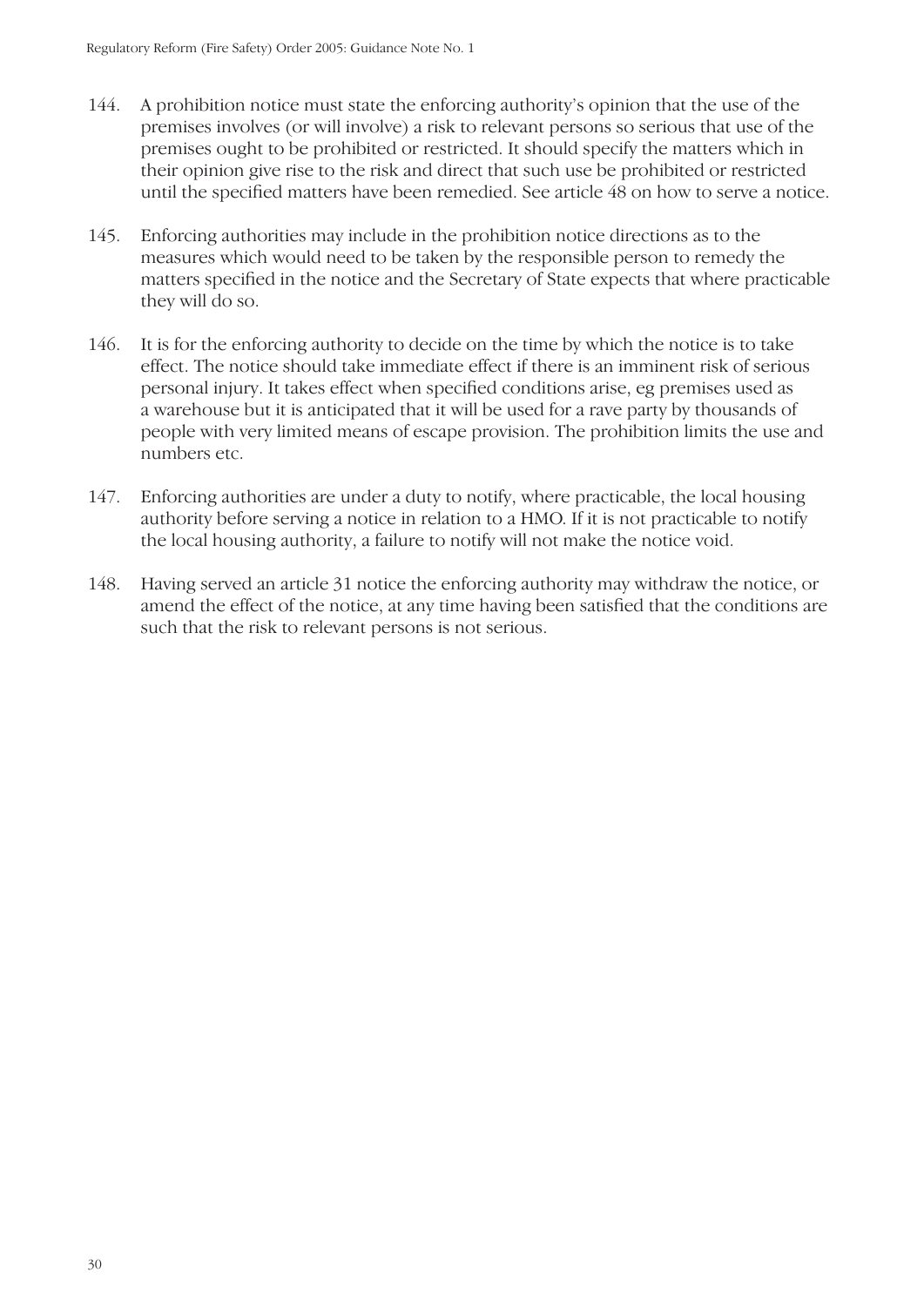144. A prohibition notice must state the enforcing authority's opinion that the use of the premises involves (or will involve) a risk to relevant persons so serious that use of the premises ought to be prohibited or restricted. It should specify the matters which in their opinion give rise to the risk and direct that such use be prohibited or restricted until the specified matters have been remedied. See article 48 on how to serve a notice.

145. Enforcing authorities may include in the prohibition notice directions as to the measures which would need to be taken by the responsible person to remedy the matters specified in the notice and the Secretary of State expects that where practicable they will do so.

146. It is for the enforcing authority to decide on the time by which the notice is to take effect. The notice should take immediate effect if there is an imminent risk of serious personal injury. It takes effect when specified conditions arise, eg premises used as a warehouse but it is anticipated that it will be used for a rave party by thousands of people with very limited means of escape provision. The prohibition limits the use and numbers etc.

147. Enforcing authorities are under a duty to notify, where practicable, the local housing authority before serving a notice in relation to a HMO. If it is not practicable to notify the local housing authority, a failure to notify will not make the notice void.

148. Having served an article 31 notice the enforcing authority may withdraw the notice, or amend the effect of the notice, at any time having been satisfied that the conditions are such that the risk to relevant persons is not serious.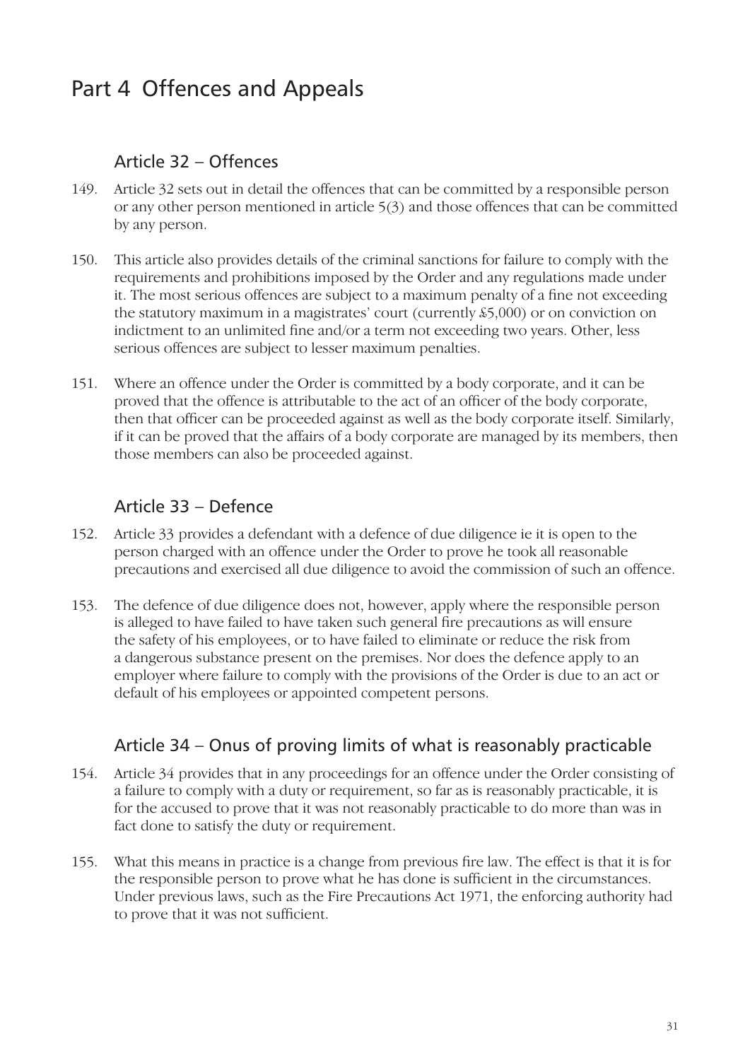# Part 4 Offences and Appeals

## Article 32 – Offences

149. Article 32 sets out in detail the offences that can be committed by a responsible person or any other person mentioned in article 5(3) and those offences that can be committed by any person.

150. This article also provides details of the criminal sanctions for failure to comply with the requirements and prohibitions imposed by the Order and any regulations made under it. The most serious offences are subject to a maximum penalty of a fine not exceeding the statutory maximum in a magistrates' court (currently £5,000) or on conviction on indictment to an unlimited fine and/or a term not exceeding two years. Other, less serious offences are subject to lesser maximum penalties.

151. Where an offence under the Order is committed by a body corporate, and it can be proved that the offence is attributable to the act of an officer of the body corporate, then that officer can be proceeded against as well as the body corporate itself. Similarly, if it can be proved that the affairs of a body corporate are managed by its members, then those members can also be proceeded against.

## Article 33 – Defence

152. Article 33 provides a defendant with a defence of due diligence ie it is open to the person charged with an offence under the Order to prove he took all reasonable precautions and exercised all due diligence to avoid the commission of such an offence.

153. The defence of due diligence does not, however, apply where the responsible person is alleged to have failed to have taken such general fire precautions as will ensure the safety of his employees, or to have failed to eliminate or reduce the risk from a dangerous substance present on the premises. Nor does the defence apply to an employer where failure to comply with the provisions of the Order is due to an act or default of his employees or appointed competent persons.

## Article 34 – Onus of proving limits of what is reasonably practicable

154. Article 34 provides that in any proceedings for an offence under the Order consisting of a failure to comply with a duty or requirement, so far as is reasonably practicable, it is for the accused to prove that it was not reasonably practicable to do more than was in fact done to satisfy the duty or requirement.

155. What this means in practice is a change from previous fire law. The effect is that it is for the responsible person to prove what he has done is sufficient in the circumstances. Under previous laws, such as the Fire Precautions Act 1971, the enforcing authority had to prove that it was not sufficient.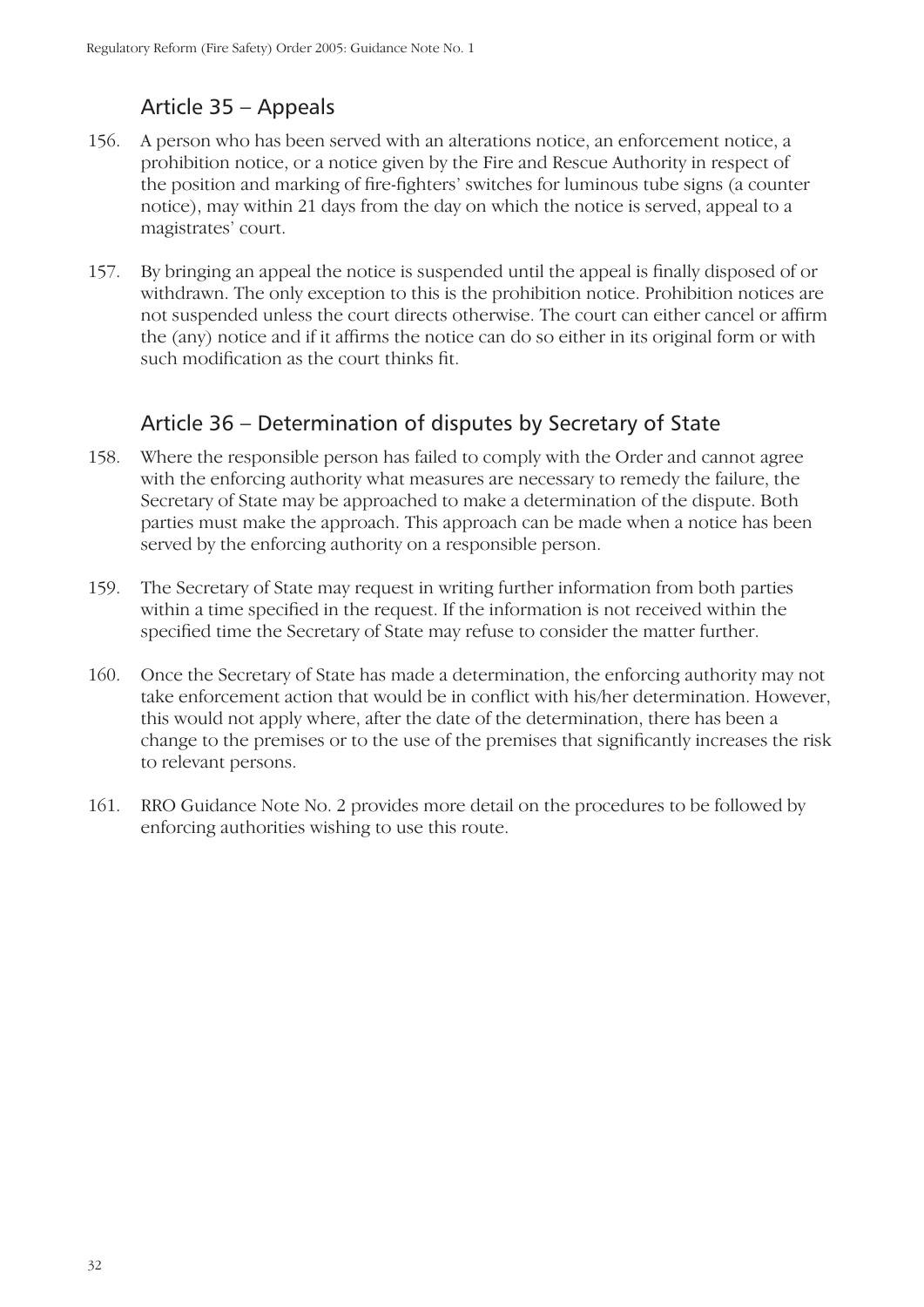## Article 35 – Appeals

156. A person who has been served with an alterations notice, an enforcement notice, a prohibition notice, or a notice given by the Fire and Rescue Authority in respect of the position and marking of fire-fighters' switches for luminous tube signs (a counter notice), may within 21 days from the day on which the notice is served, appeal to a magistrates' court.

157. By bringing an appeal the notice is suspended until the appeal is finally disposed of or withdrawn. The only exception to this is the prohibition notice. Prohibition notices are not suspended unless the court directs otherwise. The court can either cancel or affirm the (any) notice and if it affirms the notice can do so either in its original form or with such modification as the court thinks fit.

## Article 36 – Determination of disputes by Secretary of State

158. Where the responsible person has failed to comply with the Order and cannot agree with the enforcing authority what measures are necessary to remedy the failure, the Secretary of State may be approached to make a determination of the dispute. Both parties must make the approach. This approach can be made when a notice has been served by the enforcing authority on a responsible person.

159. The Secretary of State may request in writing further information from both parties within a time specified in the request. If the information is not received within the specified time the Secretary of State may refuse to consider the matter further.

160. Once the Secretary of State has made a determination, the enforcing authority may not take enforcement action that would be in conflict with his/her determination. However, this would not apply where, after the date of the determination, there has been a change to the premises or to the use of the premises that significantly increases the risk to relevant persons.

161. RRO Guidance Note No. 2 provides more detail on the procedures to be followed by enforcing authorities wishing to use this route.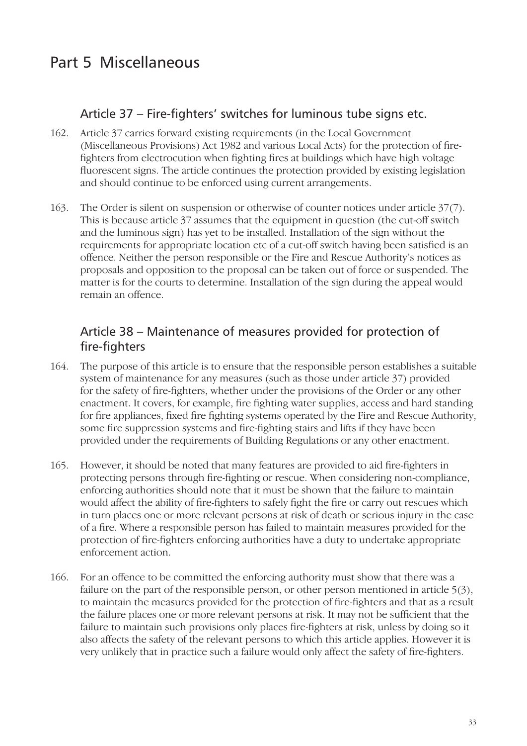# Part 5 Miscellaneous

## Article 37 – Fire-fighters' switches for luminous tube signs etc.

162. Article 37 carries forward existing requirements (in the Local Government (Miscellaneous Provisions) Act 1982 and various Local Acts) for the protection of fire-fighters from electrocution when fighting fires at buildings which have high voltage fluorescent signs. The article continues the protection provided by existing legislation and should continue to be enforced using current arrangements.

163. The Order is silent on suspension or otherwise of counter notices under article 37(7). This is because article 37 assumes that the equipment in question (the cut-off switch and the luminous sign) has yet to be installed. Installation of the sign without the requirements for appropriate location etc of a cut-off switch having been satisfied is an offence. Neither the person responsible or the Fire and Rescue Authority's notices as proposals and opposition to the proposal can be taken out of force or suspended. The matter is for the courts to determine. Installation of the sign during the appeal would remain an offence.

## Article 38 – Maintenance of measures provided for protection of fire-fighters

164. The purpose of this article is to ensure that the responsible person establishes a suitable system of maintenance for any measures (such as those under article 37) provided for the safety of fire-fighters, whether under the provisions of the Order or any other enactment. It covers, for example, fire fighting water supplies, access and hard standing for fire appliances, fixed fire fighting systems operated by the Fire and Rescue Authority, some fire suppression systems and fire-fighting stairs and lifts if they have been provided under the requirements of Building Regulations or any other enactment.

165. However, it should be noted that many features are provided to aid fire-fighters in protecting persons through fire-fighting or rescue. When considering non-compliance, enforcing authorities should note that it must be shown that the failure to maintain would affect the ability of fire-fighters to safely fight the fire or carry out rescues which in turn places one or more relevant persons at risk of death or serious injury in the case of a fire. Where a responsible person has failed to maintain measures provided for the protection of fire-fighters enforcing authorities have a duty to undertake appropriate enforcement action.

166. For an offence to be committed the enforcing authority must show that there was a failure on the part of the responsible person, or other person mentioned in article 5(3), to maintain the measures provided for the protection of fire-fighters and that as a result the failure places one or more relevant persons at risk. It may not be sufficient that the failure to maintain such provisions only places fire-fighters at risk, unless by doing so it also affects the safety of the relevant persons to which this article applies. However it is very unlikely that in practice such a failure would only affect the safety of fire-fighters.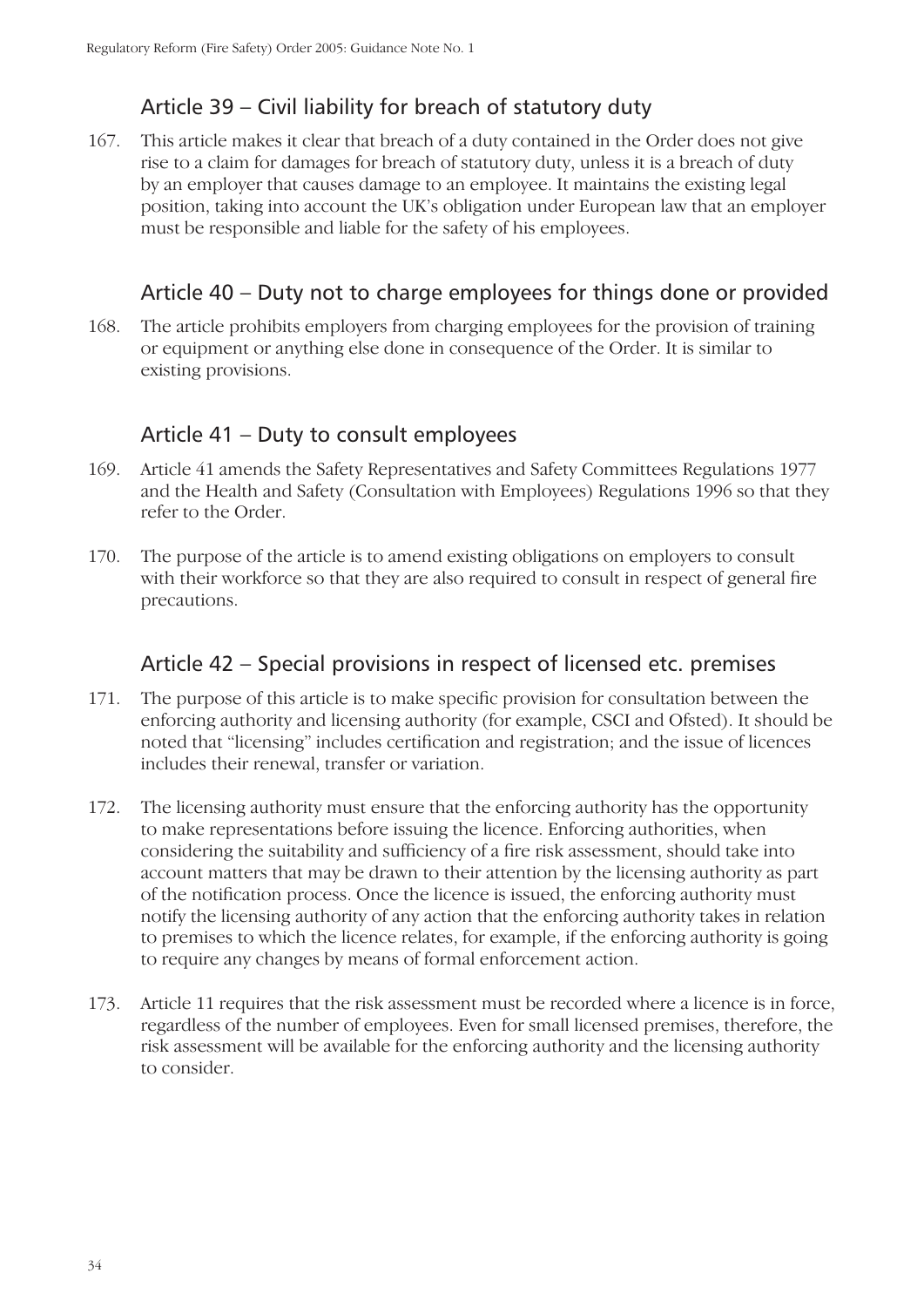## Article 39 – Civil liability for breach of statutory duty

167. This article makes it clear that breach of a duty contained in the Order does not give rise to a claim for damages for breach of statutory duty, unless it is a breach of duty by an employer that causes damage to an employee. It maintains the existing legal position, taking into account the UK's obligation under European law that an employer must be responsible and liable for the safety of his employees.

## Article 40 – Duty not to charge employees for things done or provided

168. The article prohibits employers from charging employees for the provision of training or equipment or anything else done in consequence of the Order. It is similar to existing provisions.

## Article 41 – Duty to consult employees

169. Article 41 amends the Safety Representatives and Safety Committees Regulations 1977 and the Health and Safety (Consultation with Employees) Regulations 1996 so that they refer to the Order.

170. The purpose of the article is to amend existing obligations on employers to consult with their workforce so that they are also required to consult in respect of general fire precautions.

## Article 42 – Special provisions in respect of licensed etc. premises

171. The purpose of this article is to make specific provision for consultation between the enforcing authority and licensing authority (for example, CSCI and Ofsted). It should be noted that "licensing" includes certification and registration; and the issue of licences includes their renewal, transfer or variation.

172. The licensing authority must ensure that the enforcing authority has the opportunity to make representations before issuing the licence. Enforcing authorities, when considering the suitability and sufficiency of a fire risk assessment, should take into account matters that may be drawn to their attention by the licensing authority as part of the notification process. Once the licence is issued, the enforcing authority must notify the licensing authority of any action that the enforcing authority takes in relation to premises to which the licence relates, for example, if the enforcing authority is going to require any changes by means of formal enforcement action.

173. Article 11 requires that the risk assessment must be recorded where a licence is in force, regardless of the number of employees. Even for small licensed premises, therefore, the risk assessment will be available for the enforcing authority and the licensing authority to consider.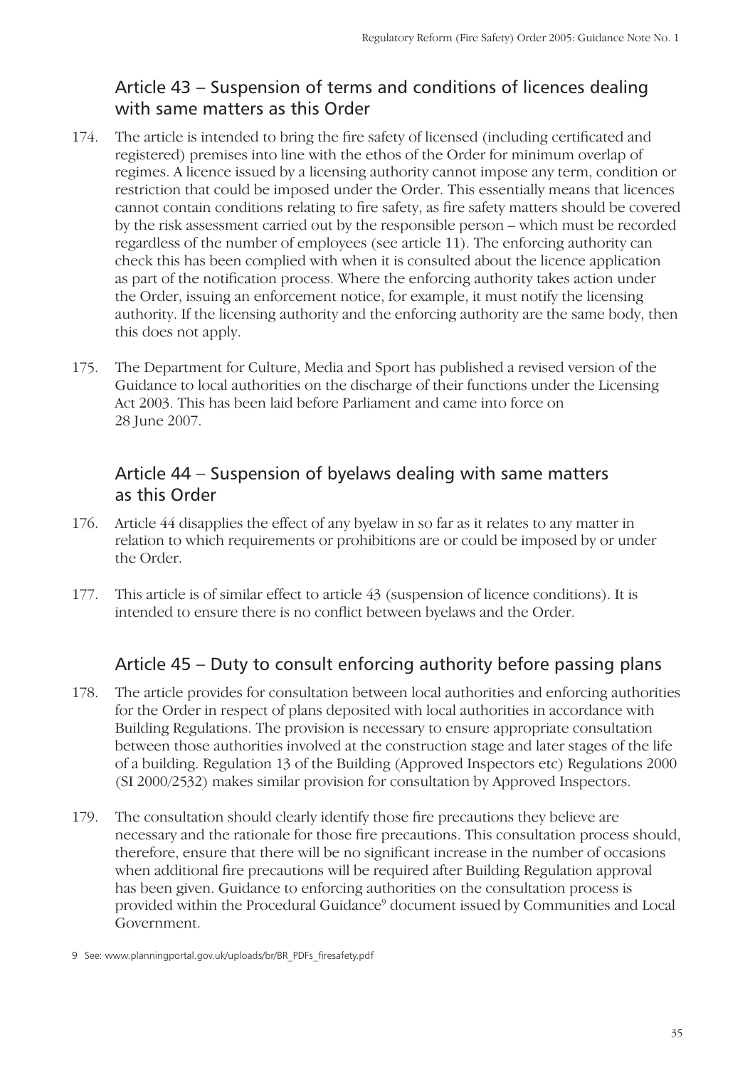## Article 43 – Suspension of terms and conditions of licences dealing with same matters as this Order

174. The article is intended to bring the fire safety of licensed (including certificated and registered) premises into line with the ethos of the Order for minimum overlap of regimes. A licence issued by a licensing authority cannot impose any term, condition or restriction that could be imposed under the Order. This essentially means that licences cannot contain conditions relating to fire safety, as fire safety matters should be covered by the risk assessment carried out by the responsible person – which must be recorded regardless of the number of employees (see article 11). The enforcing authority can check this has been complied with when it is consulted about the licence application as part of the notification process. Where the enforcing authority takes action under the Order, issuing an enforcement notice, for example, it must notify the licensing authority. If the licensing authority and the enforcing authority are the same body, then this does not apply.

175. The Department for Culture, Media and Sport has published a revised version of the Guidance to local authorities on the discharge of their functions under the Licensing Act 2003. This has been laid before Parliament and came into force on 28 June 2007.

## Article 44 – Suspension of byelaws dealing with same matters as this Order

176. Article 44 disapplies the effect of any byelaw in so far as it relates to any matter in relation to which requirements or prohibitions are or could be imposed by or under the Order.

177. This article is of similar effect to article 43 (suspension of licence conditions). It is intended to ensure there is no conflict between byelaws and the Order.

## Article 45 – Duty to consult enforcing authority before passing plans

178. The article provides for consultation between local authorities and enforcing authorities for the Order in respect of plans deposited with local authorities in accordance with Building Regulations. The provision is necessary to ensure appropriate consultation between those authorities involved at the construction stage and later stages of the life of a building. Regulation 13 of the Building (Approved Inspectors etc) Regulations 2000 (SI 2000/2532) makes similar provision for consultation by Approved Inspectors.

179. The consultation should clearly identify those fire precautions they believe are necessary and the rationale for those fire precautions. This consultation process should, therefore, ensure that there will be no significant increase in the number of occasions when additional fire precautions will be required after Building Regulation approval has been given. Guidance to enforcing authorities on the consultation process is provided within the Procedural Guidance[9] document issued by Communities and Local Government.

9 See: www.planningportal.gov.uk/uploads/br/BR_PDFs_firesafety.pdf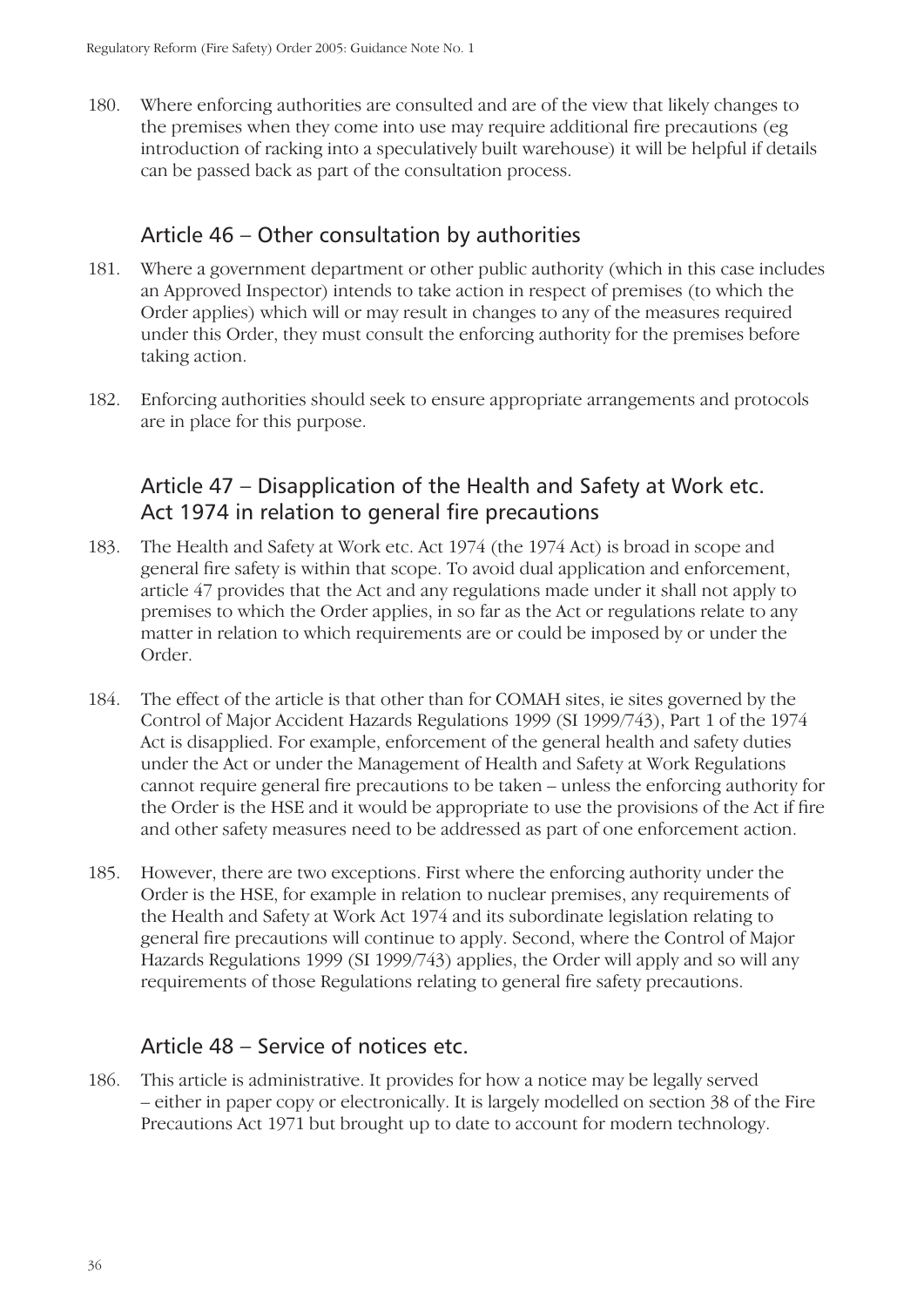180. Where enforcing authorities are consulted and are of the view that likely changes to the premises when they come into use may require additional fire precautions (eg introduction of racking into a speculatively built warehouse) it will be helpful if details can be passed back as part of the consultation process.

## Article 46 – Other consultation by authorities

181. Where a government department or other public authority (which in this case includes an Approved Inspector) intends to take action in respect of premises (to which the Order applies) which will or may result in changes to any of the measures required under this Order, they must consult the enforcing authority for the premises before taking action.

182. Enforcing authorities should seek to ensure appropriate arrangements and protocols are in place for this purpose.

## Article 47 – Disapplication of the Health and Safety at Work etc. Act 1974 in relation to general fire precautions

183. The Health and Safety at Work etc. Act 1974 (the 1974 Act) is broad in scope and general fire safety is within that scope. To avoid dual application and enforcement, article 47 provides that the Act and any regulations made under it shall not apply to premises to which the Order applies, in so far as the Act or regulations relate to any matter in relation to which requirements are or could be imposed by or under the Order.

184. The effect of the article is that other than for COMAH sites, ie sites governed by the Control of Major Accident Hazards Regulations 1999 (SI 1999/743), Part 1 of the 1974 Act is disapplied. For example, enforcement of the general health and safety duties under the Act or under the Management of Health and Safety at Work Regulations cannot require general fire precautions to be taken – unless the enforcing authority for the Order is the HSE and it would be appropriate to use the provisions of the Act if fire and other safety measures need to be addressed as part of one enforcement action.

185. However, there are two exceptions. First where the enforcing authority under the Order is the HSE, for example in relation to nuclear premises, any requirements of the Health and Safety at Work Act 1974 and its subordinate legislation relating to general fire precautions will continue to apply. Second, where the Control of Major Hazards Regulations 1999 (SI 1999/743) applies, the Order will apply and so will any requirements of those Regulations relating to general fire safety precautions.

## Article 48 – Service of notices etc.

186. This article is administrative. It provides for how a notice may be legally served – either in paper copy or electronically. It is largely modelled on section 38 of the Fire Precautions Act 1971 but brought up to date to account for modern technology.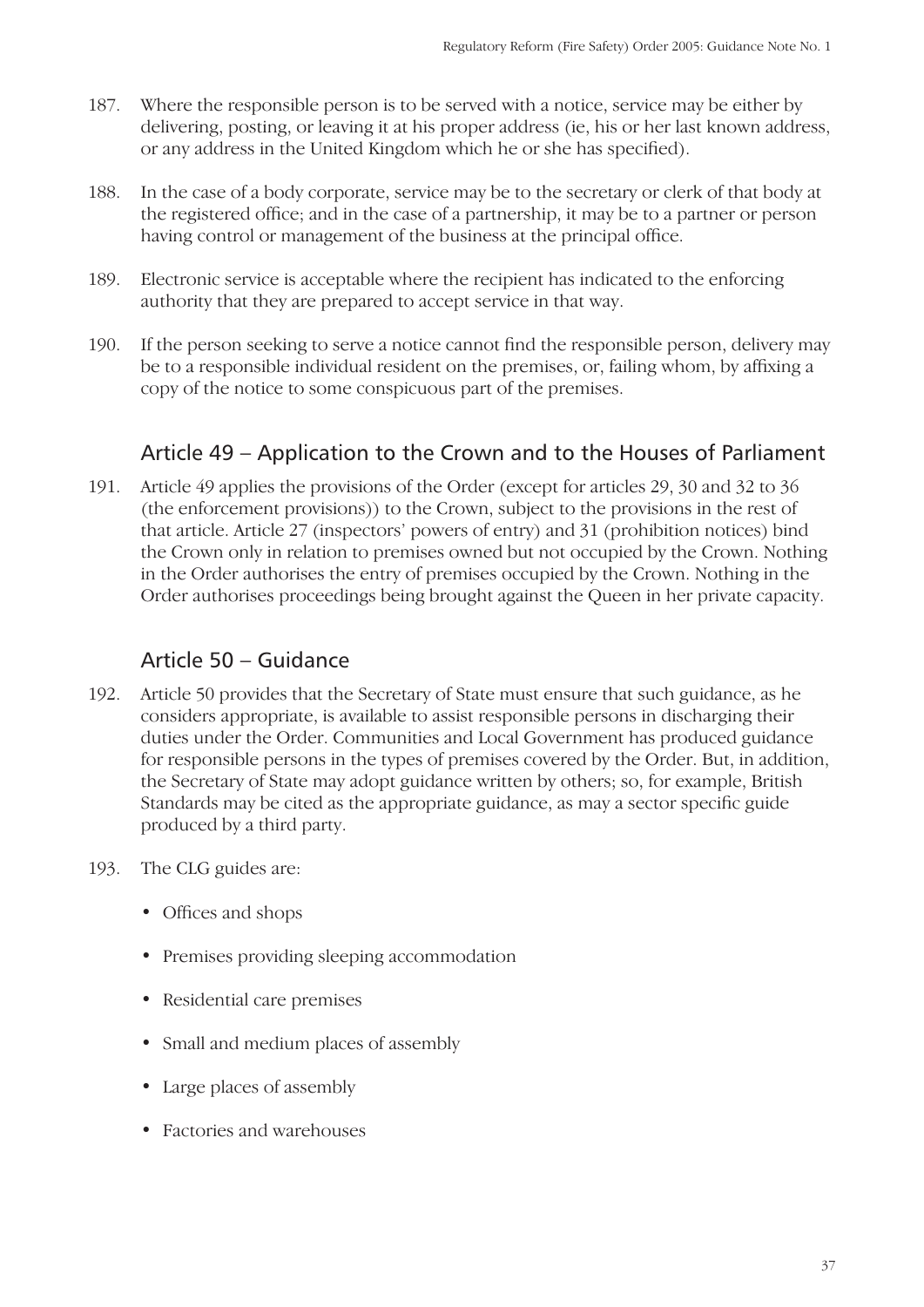187. Where the responsible person is to be served with a notice, service may be either by delivering, posting, or leaving it at his proper address (ie, his or her last known address, or any address in the United Kingdom which he or she has specified).

188. In the case of a body corporate, service may be to the secretary or clerk of that body at the registered office; and in the case of a partnership, it may be to a partner or person having control or management of the business at the principal office.

189. Electronic service is acceptable where the recipient has indicated to the enforcing authority that they are prepared to accept service in that way.

190. If the person seeking to serve a notice cannot find the responsible person, delivery may be to a responsible individual resident on the premises, or, failing whom, by affixing a copy of the notice to some conspicuous part of the premises.

## Article 49 – Application to the Crown and to the Houses of Parliament

191. Article 49 applies the provisions of the Order (except for articles 29, 30 and 32 to 36 (the enforcement provisions)) to the Crown, subject to the provisions in the rest of that article. Article 27 (inspectors' powers of entry) and 31 (prohibition notices) bind the Crown only in relation to premises owned but not occupied by the Crown. Nothing in the Order authorises the entry of premises occupied by the Crown. Nothing in the Order authorises proceedings being brought against the Queen in her private capacity.

## Article 50 – Guidance

192. Article 50 provides that the Secretary of State must ensure that such guidance, as he considers appropriate, is available to assist responsible persons in discharging their duties under the Order. Communities and Local Government has produced guidance for responsible persons in the types of premises covered by the Order. But, in addition, the Secretary of State may adopt guidance written by others; so, for example, British Standards may be cited as the appropriate guidance, as may a sector specific guide produced by a third party.

193. The CLG guides are:

- Offices and shops
- Premises providing sleeping accommodation
- Residential care premises
- Small and medium places of assembly
- Large places of assembly
- Factories and warehouses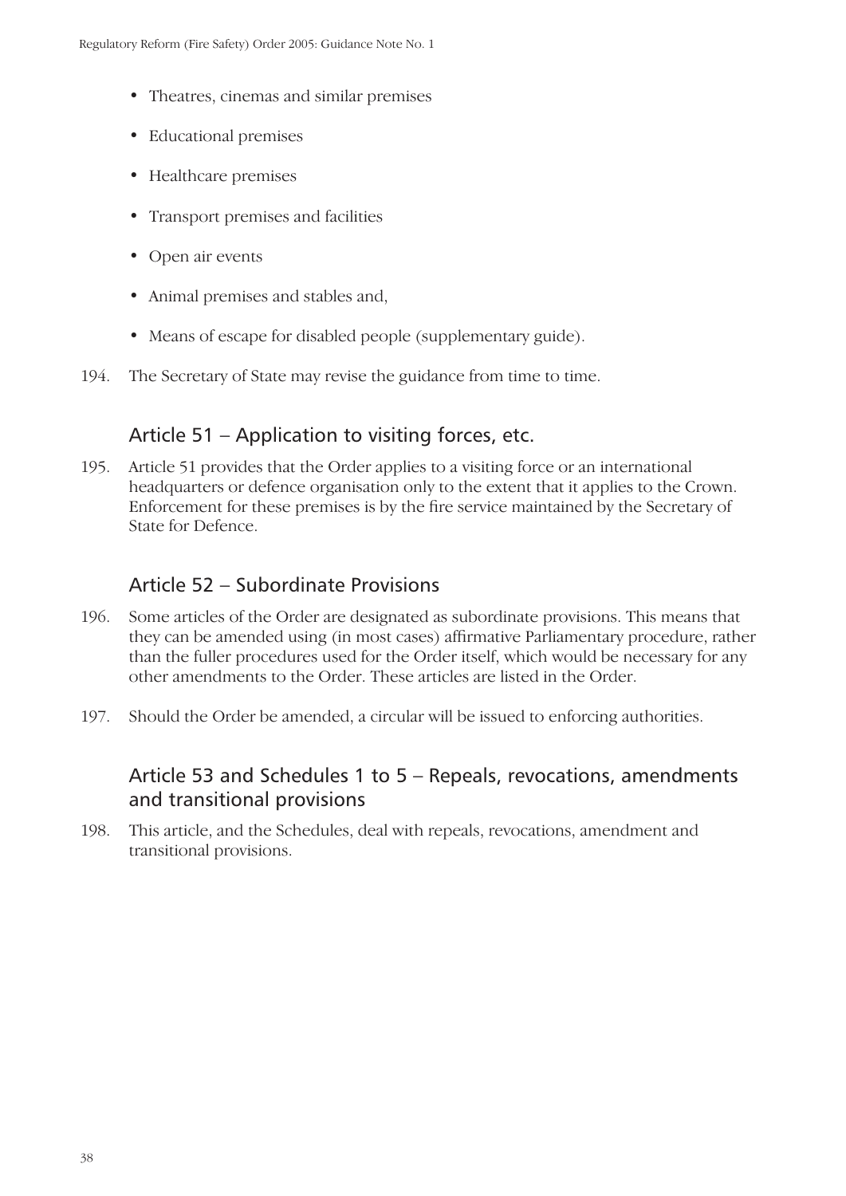- Theatres, cinemas and similar premises
- Educational premises
- Healthcare premises
- Transport premises and facilities
- Open air events
- Animal premises and stables and,
- Means of escape for disabled people (supplementary guide).

194. The Secretary of State may revise the guidance from time to time.

## Article 51 – Application to visiting forces, etc.

195. Article 51 provides that the Order applies to a visiting force or an international headquarters or defence organisation only to the extent that it applies to the Crown. Enforcement for these premises is by the fire service maintained by the Secretary of State for Defence.

## Article 52 – Subordinate Provisions

196. Some articles of the Order are designated as subordinate provisions. This means that they can be amended using (in most cases) affirmative Parliamentary procedure, rather than the fuller procedures used for the Order itself, which would be necessary for any other amendments to the Order. These articles are listed in the Order.

197. Should the Order be amended, a circular will be issued to enforcing authorities.

## Article 53 and Schedules 1 to 5 – Repeals, revocations, amendments and transitional provisions

198. This article, and the Schedules, deal with repeals, revocations, amendment and transitional provisions.